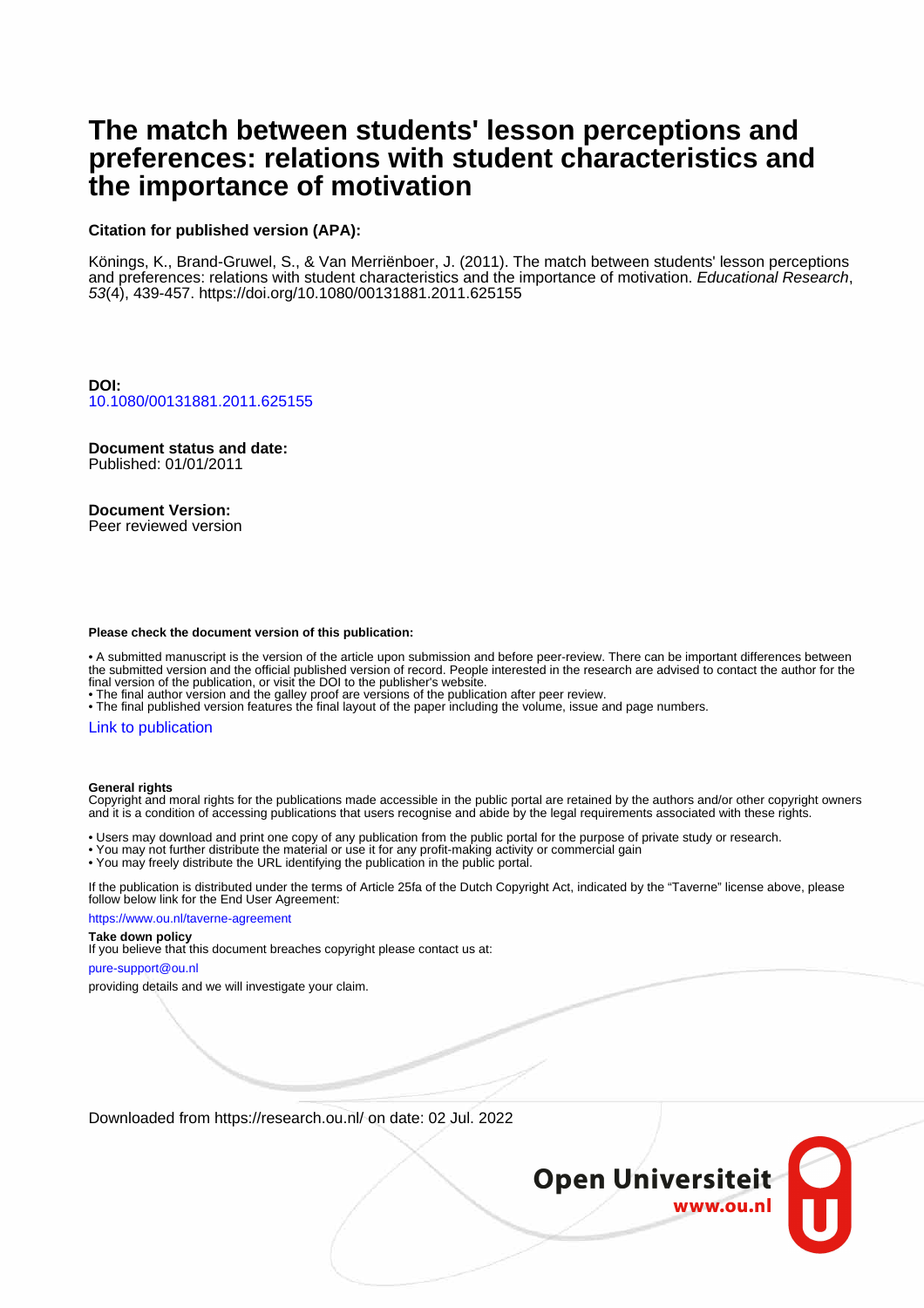# The match between students' lesson perceptions and preferences: relations with student characteristics and the importance of motivation

**Citation for published version (APA):**

Könings, K., Brand-Gruwel, S., & Van Merriënboer, J. (2011). The match between students' lesson perceptions and preferences: relations with student characteristics and the importance of motivation. *Educational Research*, *53*(4), 439-457. https://doi.org/10.1080/00131881.2011.625155

**DOI:**
10.1080/00131881.2011.625155

**Document status and date:**
Published: 01/01/2011

**Document Version:**
Peer reviewed version

**Please check the document version of this publication:**

• A submitted manuscript is the version of the article upon submission and before peer-review. There can be important differences between the submitted version and the official published version of record. People interested in the research are advised to contact the author for the final version of the publication, or visit the DOI to the publisher's website.
• The final author version and the galley proof are versions of the publication after peer review.
• The final published version features the final layout of the paper including the volume, issue and page numbers.

Link to publication

**General rights**
Copyright and moral rights for the publications made accessible in the public portal are retained by the authors and/or other copyright owners and it is a condition of accessing publications that users recognise and abide by the legal requirements associated with these rights.

• Users may download and print one copy of any publication from the public portal for the purpose of private study or research.
• You may not further distribute the material or use it for any profit-making activity or commercial gain
• You may freely distribute the URL identifying the publication in the public portal.

If the publication is distributed under the terms of Article 25fa of the Dutch Copyright Act, indicated by the "Taverne" license above, please follow below link for the End User Agreement:

https://www.ou.nl/taverne-agreement

**Take down policy**
If you believe that this document breaches copyright please contact us at:

pure-support@ou.nl

providing details and we will investigate your claim.

Downloaded from https://research.ou.nl/ on date: 02 Jul. 2022

Open Universiteit
www.ou.nl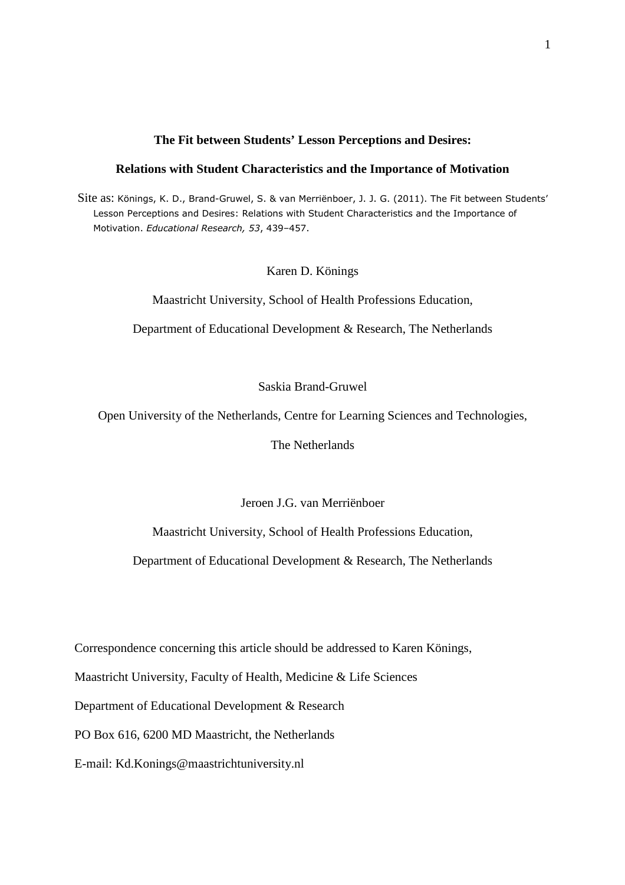**The Fit between Students' Lesson Perceptions and Desires:**

**Relations with Student Characteristics and the Importance of Motivation**

Site as: Könings, K. D., Brand-Gruwel, S. & van Merriënboer, J. J. G. (2011). The Fit between Students' Lesson Perceptions and Desires: Relations with Student Characteristics and the Importance of Motivation. *Educational Research, 53*, 439–457.

Karen D. Könings

Maastricht University, School of Health Professions Education,

Department of Educational Development & Research, The Netherlands

Saskia Brand-Gruwel

Open University of the Netherlands, Centre for Learning Sciences and Technologies,

The Netherlands

Jeroen J.G. van Merriënboer

Maastricht University, School of Health Professions Education,

Department of Educational Development & Research, The Netherlands

Correspondence concerning this article should be addressed to Karen Könings,

Maastricht University, Faculty of Health, Medicine & Life Sciences

Department of Educational Development & Research

PO Box 616, 6200 MD Maastricht, the Netherlands

E-mail: Kd.Konings@maastrichtuniversity.nl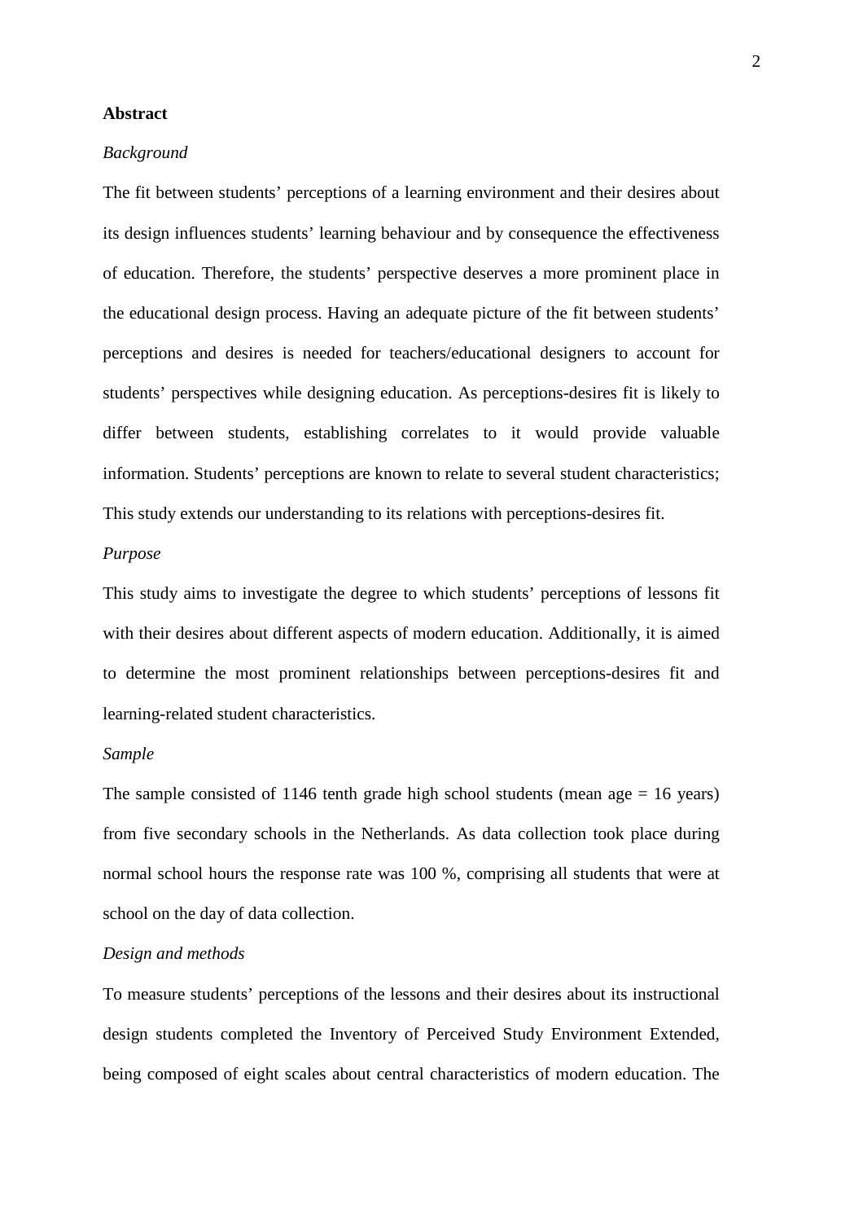## Abstract

*Background*

The fit between students' perceptions of a learning environment and their desires about its design influences students' learning behaviour and by consequence the effectiveness of education. Therefore, the students' perspective deserves a more prominent place in the educational design process. Having an adequate picture of the fit between students' perceptions and desires is needed for teachers/educational designers to account for students' perspectives while designing education. As perceptions-desires fit is likely to differ between students, establishing correlates to it would provide valuable information. Students' perceptions are known to relate to several student characteristics; This study extends our understanding to its relations with perceptions-desires fit.

*Purpose*

This study aims to investigate the degree to which students' perceptions of lessons fit with their desires about different aspects of modern education. Additionally, it is aimed to determine the most prominent relationships between perceptions-desires fit and learning-related student characteristics.

*Sample*

The sample consisted of 1146 tenth grade high school students (mean age = 16 years) from five secondary schools in the Netherlands. As data collection took place during normal school hours the response rate was 100 %, comprising all students that were at school on the day of data collection.

*Design and methods*

To measure students' perceptions of the lessons and their desires about its instructional design students completed the Inventory of Perceived Study Environment Extended, being composed of eight scales about central characteristics of modern education. The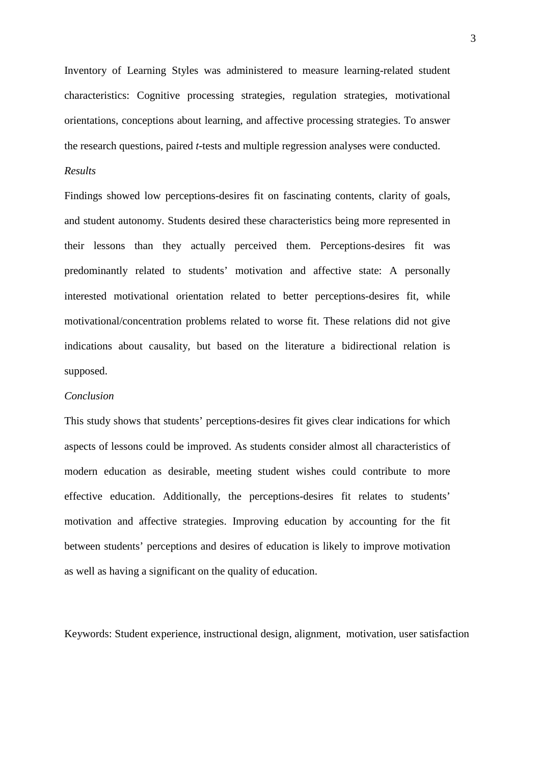Inventory of Learning Styles was administered to measure learning-related student characteristics: Cognitive processing strategies, regulation strategies, motivational orientations, conceptions about learning, and affective processing strategies. To answer the research questions, paired *t*-tests and multiple regression analyses were conducted.

*Results*

Findings showed low perceptions-desires fit on fascinating contents, clarity of goals, and student autonomy. Students desired these characteristics being more represented in their lessons than they actually perceived them. Perceptions-desires fit was predominantly related to students' motivation and affective state: A personally interested motivational orientation related to better perceptions-desires fit, while motivational/concentration problems related to worse fit. These relations did not give indications about causality, but based on the literature a bidirectional relation is supposed.

*Conclusion*

This study shows that students' perceptions-desires fit gives clear indications for which aspects of lessons could be improved. As students consider almost all characteristics of modern education as desirable, meeting student wishes could contribute to more effective education. Additionally, the perceptions-desires fit relates to students' motivation and affective strategies. Improving education by accounting for the fit between students' perceptions and desires of education is likely to improve motivation as well as having a significant on the quality of education.

Keywords: Student experience, instructional design, alignment, motivation, user satisfaction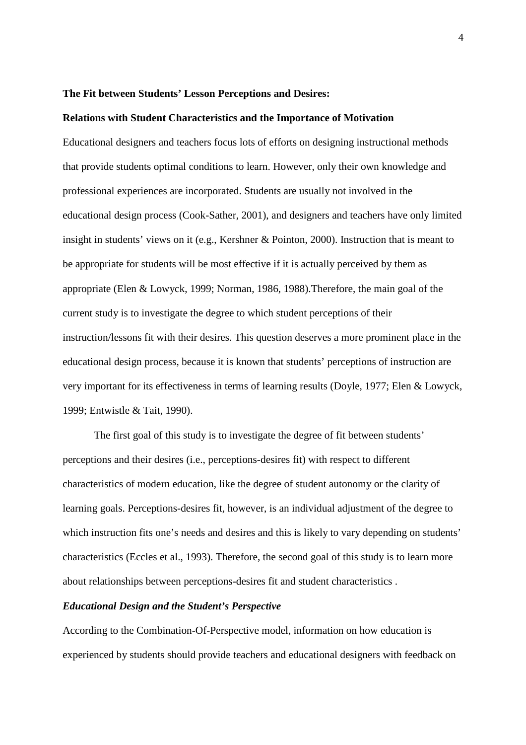**The Fit between Students' Lesson Perceptions and Desires:**

**Relations with Student Characteristics and the Importance of Motivation**

Educational designers and teachers focus lots of efforts on designing instructional methods that provide students optimal conditions to learn. However, only their own knowledge and professional experiences are incorporated. Students are usually not involved in the educational design process (Cook-Sather, 2001), and designers and teachers have only limited insight in students' views on it (e.g., Kershner & Pointon, 2000). Instruction that is meant to be appropriate for students will be most effective if it is actually perceived by them as appropriate (Elen & Lowyck, 1999; Norman, 1986, 1988).Therefore, the main goal of the current study is to investigate the degree to which student perceptions of their instruction/lessons fit with their desires. This question deserves a more prominent place in the educational design process, because it is known that students' perceptions of instruction are very important for its effectiveness in terms of learning results (Doyle, 1977; Elen & Lowyck, 1999; Entwistle & Tait, 1990).

The first goal of this study is to investigate the degree of fit between students' perceptions and their desires (i.e., perceptions-desires fit) with respect to different characteristics of modern education, like the degree of student autonomy or the clarity of learning goals. Perceptions-desires fit, however, is an individual adjustment of the degree to which instruction fits one's needs and desires and this is likely to vary depending on students' characteristics (Eccles et al., 1993). Therefore, the second goal of this study is to learn more about relationships between perceptions-desires fit and student characteristics .

***Educational Design and the Student's Perspective***

According to the Combination-Of-Perspective model, information on how education is experienced by students should provide teachers and educational designers with feedback on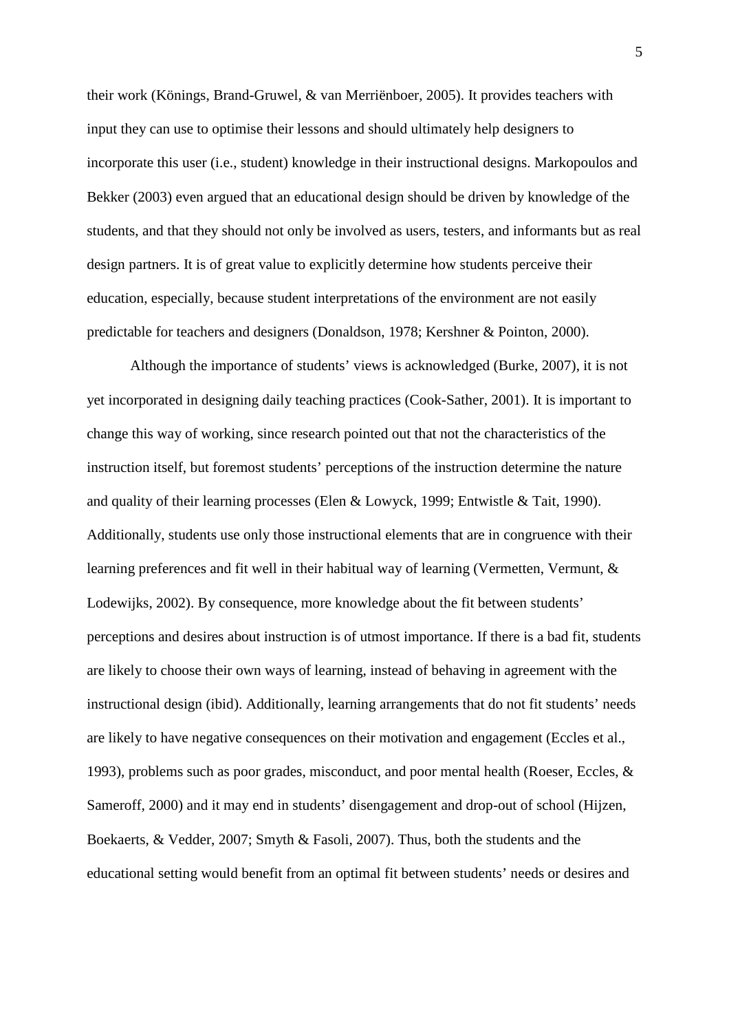their work (Könings, Brand-Gruwel, & van Merriënboer, 2005). It provides teachers with input they can use to optimise their lessons and should ultimately help designers to incorporate this user (i.e., student) knowledge in their instructional designs. Markopoulos and Bekker (2003) even argued that an educational design should be driven by knowledge of the students, and that they should not only be involved as users, testers, and informants but as real design partners. It is of great value to explicitly determine how students perceive their education, especially, because student interpretations of the environment are not easily predictable for teachers and designers (Donaldson, 1978; Kershner & Pointon, 2000).

Although the importance of students' views is acknowledged (Burke, 2007), it is not yet incorporated in designing daily teaching practices (Cook-Sather, 2001). It is important to change this way of working, since research pointed out that not the characteristics of the instruction itself, but foremost students' perceptions of the instruction determine the nature and quality of their learning processes (Elen & Lowyck, 1999; Entwistle & Tait, 1990). Additionally, students use only those instructional elements that are in congruence with their learning preferences and fit well in their habitual way of learning (Vermetten, Vermunt, & Lodewijks, 2002). By consequence, more knowledge about the fit between students' perceptions and desires about instruction is of utmost importance. If there is a bad fit, students are likely to choose their own ways of learning, instead of behaving in agreement with the instructional design (ibid). Additionally, learning arrangements that do not fit students' needs are likely to have negative consequences on their motivation and engagement (Eccles et al., 1993), problems such as poor grades, misconduct, and poor mental health (Roeser, Eccles, & Sameroff, 2000) and it may end in students' disengagement and drop-out of school (Hijzen, Boekaerts, & Vedder, 2007; Smyth & Fasoli, 2007). Thus, both the students and the educational setting would benefit from an optimal fit between students' needs or desires and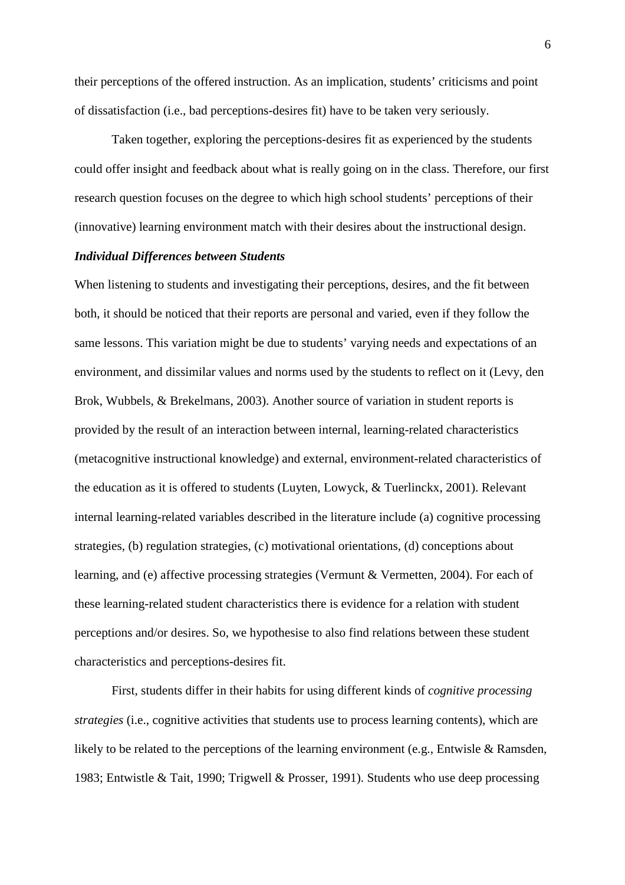their perceptions of the offered instruction. As an implication, students' criticisms and point of dissatisfaction (i.e., bad perceptions-desires fit) have to be taken very seriously.

Taken together, exploring the perceptions-desires fit as experienced by the students could offer insight and feedback about what is really going on in the class. Therefore, our first research question focuses on the degree to which high school students' perceptions of their (innovative) learning environment match with their desires about the instructional design.

### *Individual Differences between Students*

When listening to students and investigating their perceptions, desires, and the fit between both, it should be noticed that their reports are personal and varied, even if they follow the same lessons. This variation might be due to students' varying needs and expectations of an environment, and dissimilar values and norms used by the students to reflect on it (Levy, den Brok, Wubbels, & Brekelmans, 2003). Another source of variation in student reports is provided by the result of an interaction between internal, learning-related characteristics (metacognitive instructional knowledge) and external, environment-related characteristics of the education as it is offered to students (Luyten, Lowyck, & Tuerlinckx, 2001). Relevant internal learning-related variables described in the literature include (a) cognitive processing strategies, (b) regulation strategies, (c) motivational orientations, (d) conceptions about learning, and (e) affective processing strategies (Vermunt & Vermetten, 2004). For each of these learning-related student characteristics there is evidence for a relation with student perceptions and/or desires. So, we hypothesise to also find relations between these student characteristics and perceptions-desires fit.

First, students differ in their habits for using different kinds of *cognitive processing strategies* (i.e., cognitive activities that students use to process learning contents), which are likely to be related to the perceptions of the learning environment (e.g., Entwisle & Ramsden, 1983; Entwistle & Tait, 1990; Trigwell & Prosser, 1991). Students who use deep processing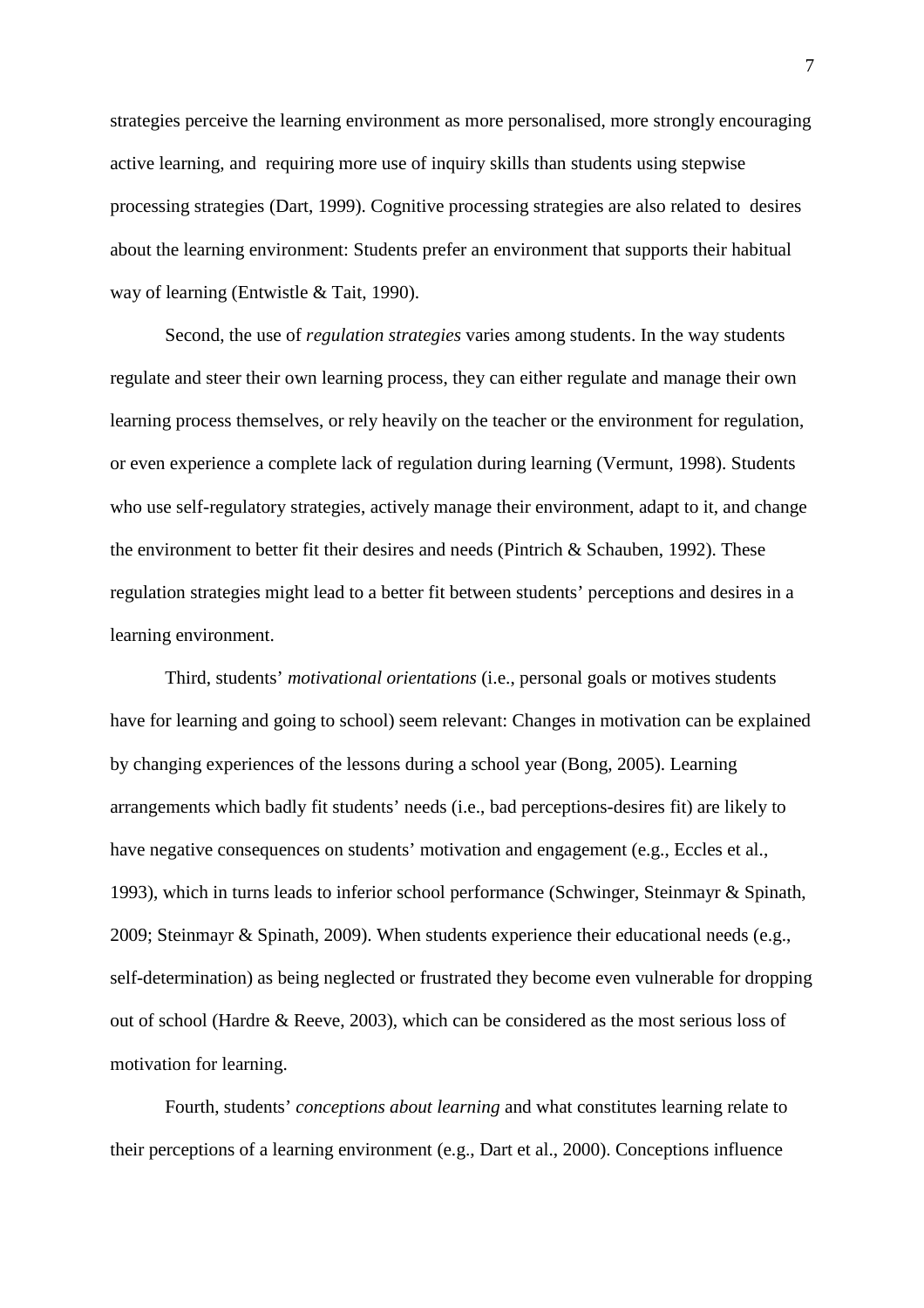strategies perceive the learning environment as more personalised, more strongly encouraging active learning, and requiring more use of inquiry skills than students using stepwise processing strategies (Dart, 1999). Cognitive processing strategies are also related to desires about the learning environment: Students prefer an environment that supports their habitual way of learning (Entwistle & Tait, 1990).

Second, the use of *regulation strategies* varies among students. In the way students regulate and steer their own learning process, they can either regulate and manage their own learning process themselves, or rely heavily on the teacher or the environment for regulation, or even experience a complete lack of regulation during learning (Vermunt, 1998). Students who use self-regulatory strategies, actively manage their environment, adapt to it, and change the environment to better fit their desires and needs (Pintrich & Schauben, 1992). These regulation strategies might lead to a better fit between students' perceptions and desires in a learning environment.

Third, students' *motivational orientations* (i.e., personal goals or motives students have for learning and going to school) seem relevant: Changes in motivation can be explained by changing experiences of the lessons during a school year (Bong, 2005). Learning arrangements which badly fit students' needs (i.e., bad perceptions-desires fit) are likely to have negative consequences on students' motivation and engagement (e.g., Eccles et al., 1993), which in turns leads to inferior school performance (Schwinger, Steinmayr & Spinath, 2009; Steinmayr & Spinath, 2009). When students experience their educational needs (e.g., self-determination) as being neglected or frustrated they become even vulnerable for dropping out of school (Hardre & Reeve, 2003), which can be considered as the most serious loss of motivation for learning.

Fourth, students' *conceptions about learning* and what constitutes learning relate to their perceptions of a learning environment (e.g., Dart et al., 2000). Conceptions influence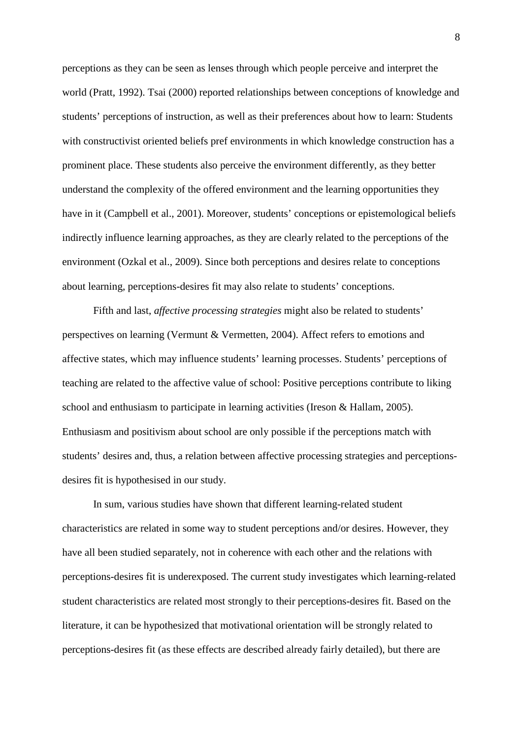perceptions as they can be seen as lenses through which people perceive and interpret the world (Pratt, 1992). Tsai (2000) reported relationships between conceptions of knowledge and students' perceptions of instruction, as well as their preferences about how to learn: Students with constructivist oriented beliefs pref environments in which knowledge construction has a prominent place. These students also perceive the environment differently, as they better understand the complexity of the offered environment and the learning opportunities they have in it (Campbell et al., 2001). Moreover, students' conceptions or epistemological beliefs indirectly influence learning approaches, as they are clearly related to the perceptions of the environment (Ozkal et al., 2009). Since both perceptions and desires relate to conceptions about learning, perceptions-desires fit may also relate to students' conceptions.

Fifth and last, *affective processing strategies* might also be related to students' perspectives on learning (Vermunt & Vermetten, 2004). Affect refers to emotions and affective states, which may influence students' learning processes. Students' perceptions of teaching are related to the affective value of school: Positive perceptions contribute to liking school and enthusiasm to participate in learning activities (Ireson & Hallam, 2005). Enthusiasm and positivism about school are only possible if the perceptions match with students' desires and, thus, a relation between affective processing strategies and perceptions-desires fit is hypothesised in our study.

In sum, various studies have shown that different learning-related student characteristics are related in some way to student perceptions and/or desires. However, they have all been studied separately, not in coherence with each other and the relations with perceptions-desires fit is underexposed. The current study investigates which learning-related student characteristics are related most strongly to their perceptions-desires fit. Based on the literature, it can be hypothesized that motivational orientation will be strongly related to perceptions-desires fit (as these effects are described already fairly detailed), but there are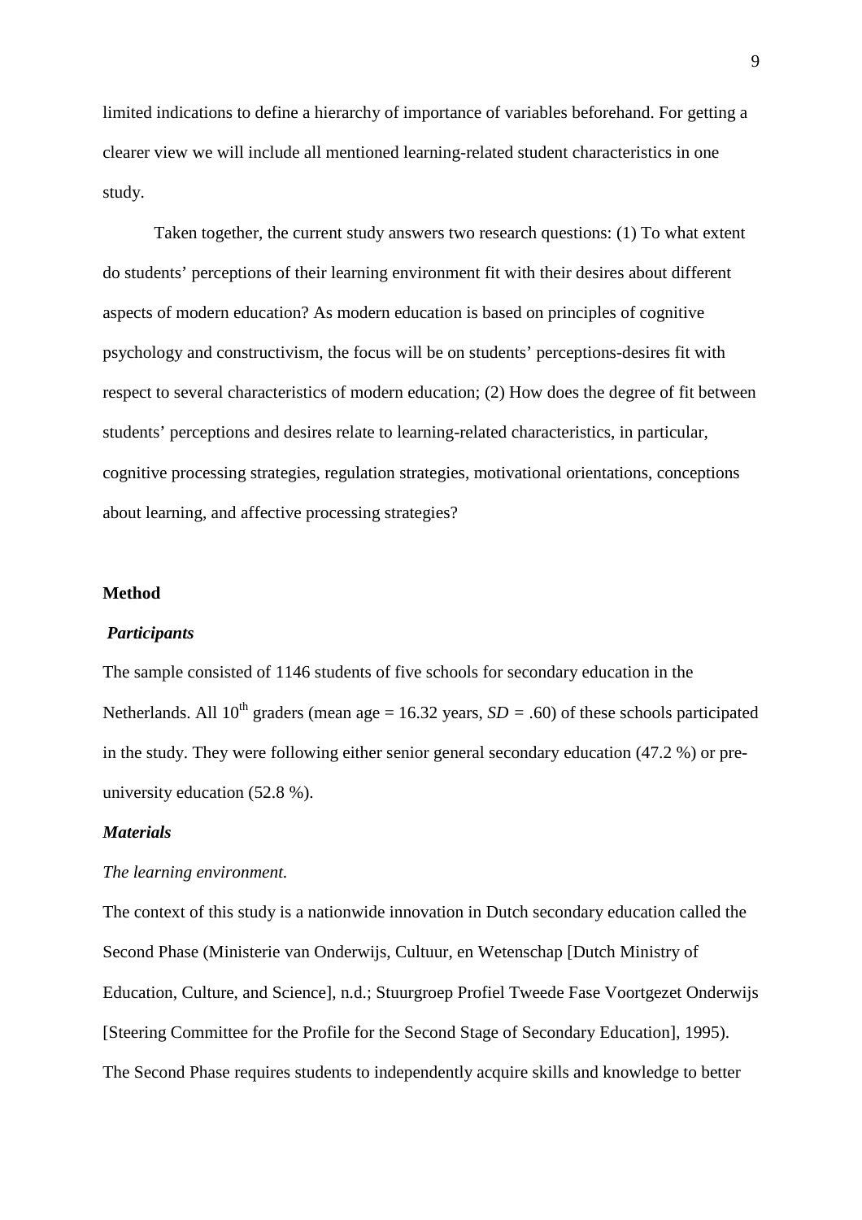limited indications to define a hierarchy of importance of variables beforehand. For getting a clearer view we will include all mentioned learning-related student characteristics in one study.

Taken together, the current study answers two research questions: (1) To what extent do students' perceptions of their learning environment fit with their desires about different aspects of modern education? As modern education is based on principles of cognitive psychology and constructivism, the focus will be on students' perceptions-desires fit with respect to several characteristics of modern education; (2) How does the degree of fit between students' perceptions and desires relate to learning-related characteristics, in particular, cognitive processing strategies, regulation strategies, motivational orientations, conceptions about learning, and affective processing strategies?

## Method

### *Participants*

The sample consisted of 1146 students of five schools for secondary education in the Netherlands. All 10th graders (mean age = 16.32 years, *SD* = .60) of these schools participated in the study. They were following either senior general secondary education (47.2 %) or pre-university education (52.8 %).

### *Materials*

*The learning environment.*

The context of this study is a nationwide innovation in Dutch secondary education called the Second Phase (Ministerie van Onderwijs, Cultuur, en Wetenschap [Dutch Ministry of Education, Culture, and Science], n.d.; Stuurgroep Profiel Tweede Fase Voortgezet Onderwijs [Steering Committee for the Profile for the Second Stage of Secondary Education], 1995). The Second Phase requires students to independently acquire skills and knowledge to better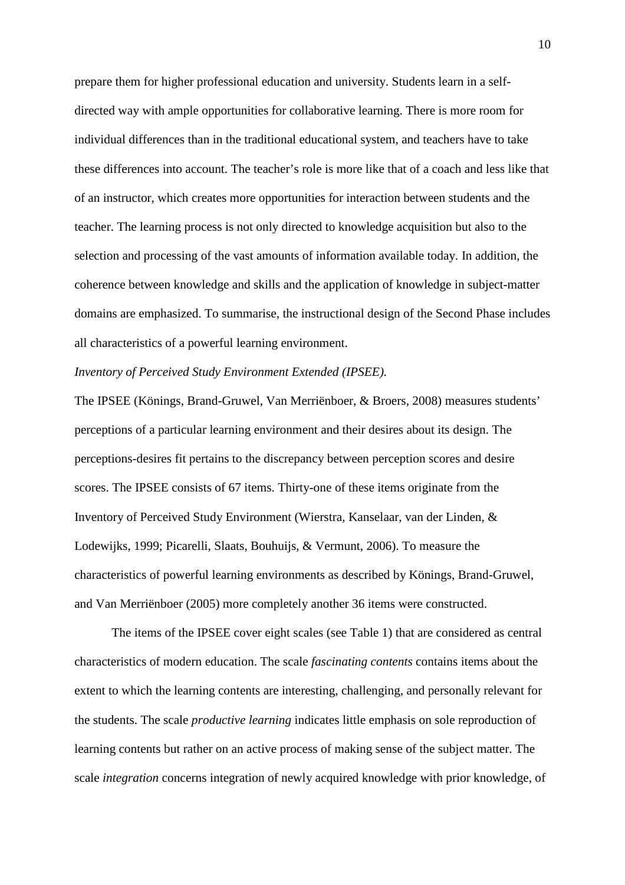prepare them for higher professional education and university. Students learn in a self-directed way with ample opportunities for collaborative learning. There is more room for individual differences than in the traditional educational system, and teachers have to take these differences into account. The teacher's role is more like that of a coach and less like that of an instructor, which creates more opportunities for interaction between students and the teacher. The learning process is not only directed to knowledge acquisition but also to the selection and processing of the vast amounts of information available today. In addition, the coherence between knowledge and skills and the application of knowledge in subject-matter domains are emphasized. To summarise, the instructional design of the Second Phase includes all characteristics of a powerful learning environment.

*Inventory of Perceived Study Environment Extended (IPSEE).*

The IPSEE (Könings, Brand-Gruwel, Van Merriënboer, & Broers, 2008) measures students' perceptions of a particular learning environment and their desires about its design. The perceptions-desires fit pertains to the discrepancy between perception scores and desire scores. The IPSEE consists of 67 items. Thirty-one of these items originate from the Inventory of Perceived Study Environment (Wierstra, Kanselaar, van der Linden, & Lodewijks, 1999; Picarelli, Slaats, Bouhuijs, & Vermunt, 2006). To measure the characteristics of powerful learning environments as described by Könings, Brand-Gruwel, and Van Merriënboer (2005) more completely another 36 items were constructed.

The items of the IPSEE cover eight scales (see Table 1) that are considered as central characteristics of modern education. The scale *fascinating contents* contains items about the extent to which the learning contents are interesting, challenging, and personally relevant for the students. The scale *productive learning* indicates little emphasis on sole reproduction of learning contents but rather on an active process of making sense of the subject matter. The scale *integration* concerns integration of newly acquired knowledge with prior knowledge, of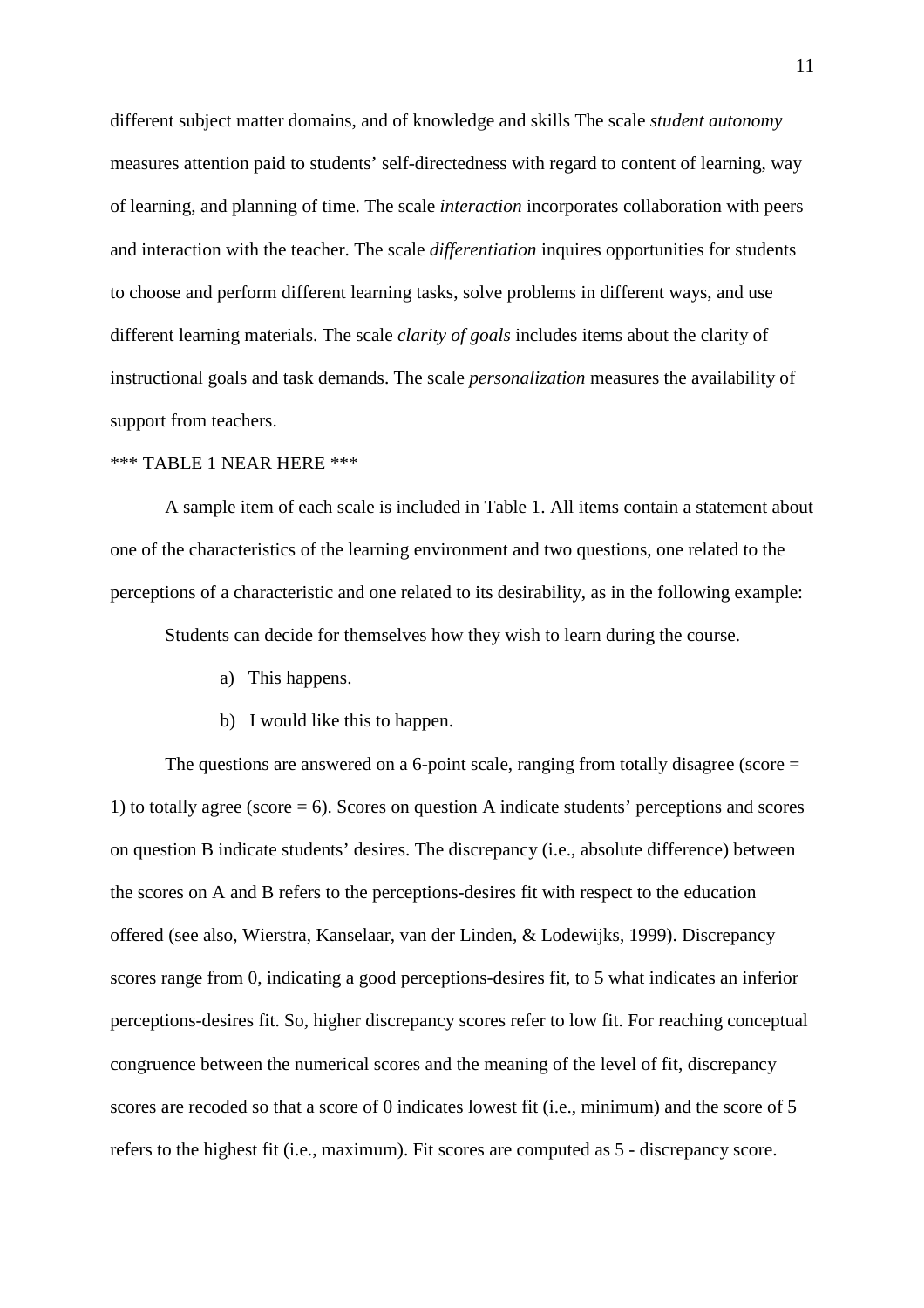different subject matter domains, and of knowledge and skills The scale *student autonomy* measures attention paid to students' self-directedness with regard to content of learning, way of learning, and planning of time. The scale *interaction* incorporates collaboration with peers and interaction with the teacher. The scale *differentiation* inquires opportunities for students to choose and perform different learning tasks, solve problems in different ways, and use different learning materials. The scale *clarity of goals* includes items about the clarity of instructional goals and task demands. The scale *personalization* measures the availability of support from teachers.

*** TABLE 1 NEAR HERE ***

A sample item of each scale is included in Table 1. All items contain a statement about one of the characteristics of the learning environment and two questions, one related to the perceptions of a characteristic and one related to its desirability, as in the following example:

Students can decide for themselves how they wish to learn during the course.

a) This happens.

b) I would like this to happen.

The questions are answered on a 6-point scale, ranging from totally disagree (score = 1) to totally agree (score = 6). Scores on question A indicate students' perceptions and scores on question B indicate students' desires. The discrepancy (i.e., absolute difference) between the scores on A and B refers to the perceptions-desires fit with respect to the education offered (see also, Wierstra, Kanselaar, van der Linden, & Lodewijks, 1999). Discrepancy scores range from 0, indicating a good perceptions-desires fit, to 5 what indicates an inferior perceptions-desires fit. So, higher discrepancy scores refer to low fit. For reaching conceptual congruence between the numerical scores and the meaning of the level of fit, discrepancy scores are recoded so that a score of 0 indicates lowest fit (i.e., minimum) and the score of 5 refers to the highest fit (i.e., maximum). Fit scores are computed as 5 - discrepancy score.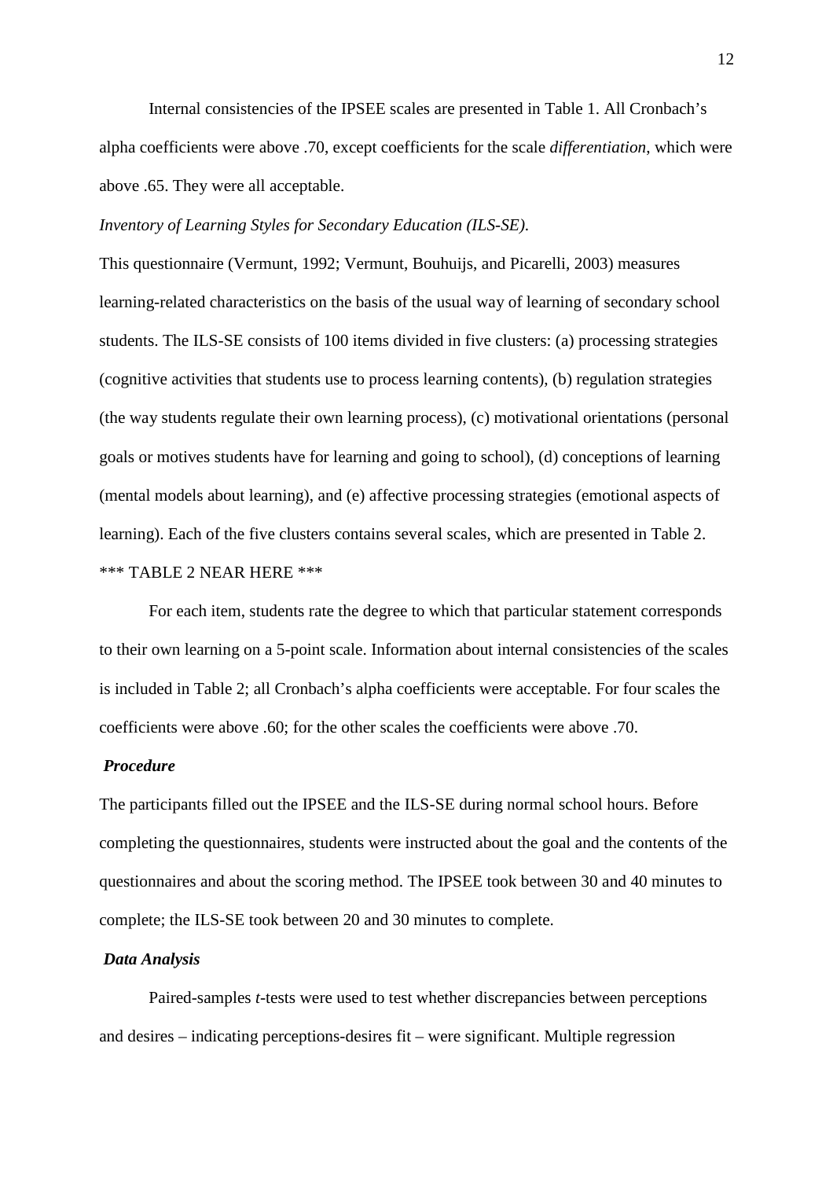Internal consistencies of the IPSEE scales are presented in Table 1. All Cronbach's alpha coefficients were above .70, except coefficients for the scale *differentiation*, which were above .65. They were all acceptable.

*Inventory of Learning Styles for Secondary Education (ILS-SE).*

This questionnaire (Vermunt, 1992; Vermunt, Bouhuijs, and Picarelli, 2003) measures learning-related characteristics on the basis of the usual way of learning of secondary school students. The ILS-SE consists of 100 items divided in five clusters: (a) processing strategies (cognitive activities that students use to process learning contents), (b) regulation strategies (the way students regulate their own learning process), (c) motivational orientations (personal goals or motives students have for learning and going to school), (d) conceptions of learning (mental models about learning), and (e) affective processing strategies (emotional aspects of learning). Each of the five clusters contains several scales, which are presented in Table 2.

*** TABLE 2 NEAR HERE ***

For each item, students rate the degree to which that particular statement corresponds to their own learning on a 5-point scale. Information about internal consistencies of the scales is included in Table 2; all Cronbach's alpha coefficients were acceptable. For four scales the coefficients were above .60; for the other scales the coefficients were above .70.

### *Procedure*

The participants filled out the IPSEE and the ILS-SE during normal school hours. Before completing the questionnaires, students were instructed about the goal and the contents of the questionnaires and about the scoring method. The IPSEE took between 30 and 40 minutes to complete; the ILS-SE took between 20 and 30 minutes to complete.

### *Data Analysis*

Paired-samples *t*-tests were used to test whether discrepancies between perceptions and desires – indicating perceptions-desires fit – were significant. Multiple regression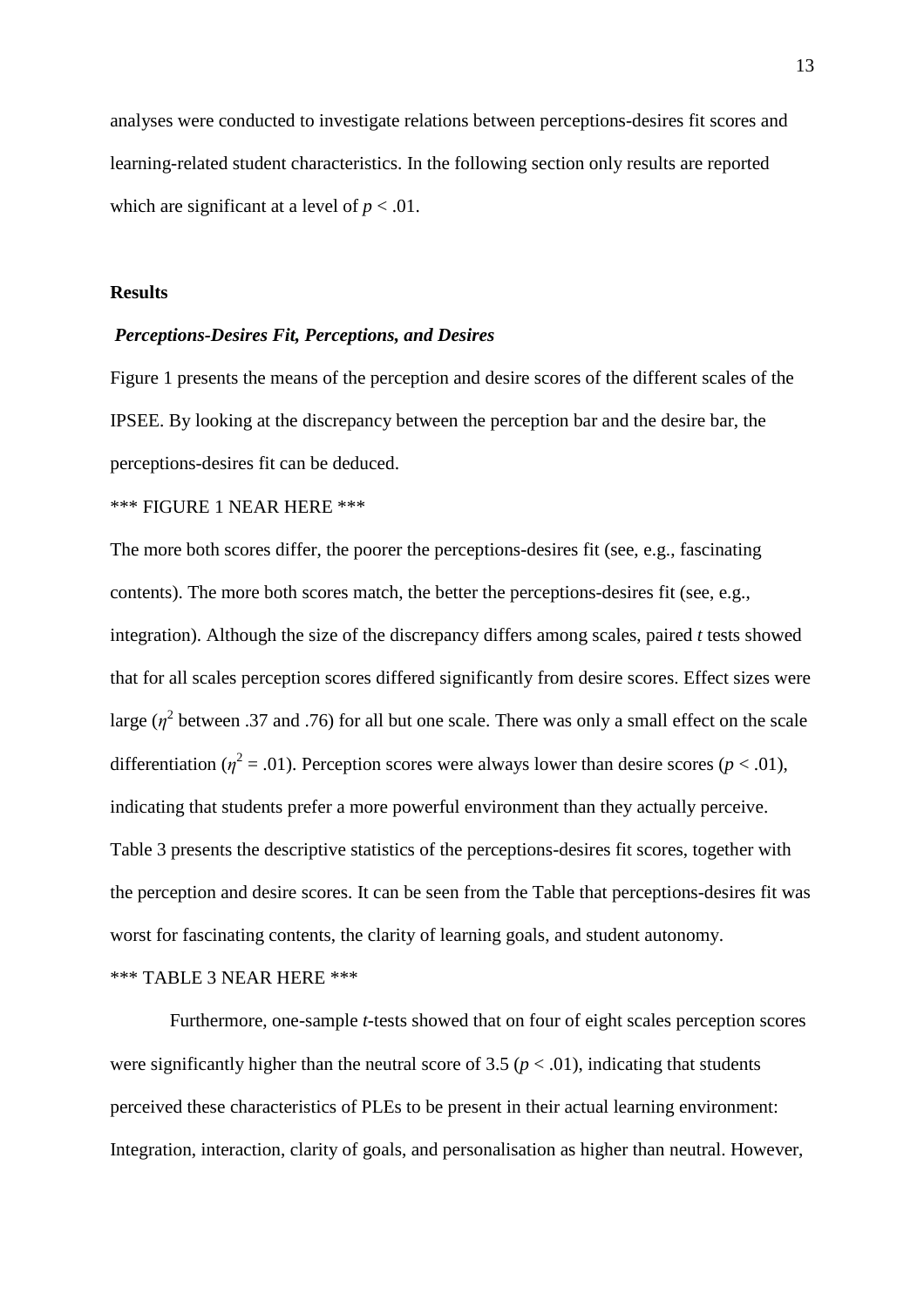analyses were conducted to investigate relations between perceptions-desires fit scores and learning-related student characteristics. In the following section only results are reported which are significant at a level of $p < .01$.

## Results

### *Perceptions-Desires Fit, Perceptions, and Desires*

Figure 1 presents the means of the perception and desire scores of the different scales of the IPSEE. By looking at the discrepancy between the perception bar and the desire bar, the perceptions-desires fit can be deduced.

*** FIGURE 1 NEAR HERE ***

The more both scores differ, the poorer the perceptions-desires fit (see, e.g., fascinating contents). The more both scores match, the better the perceptions-desires fit (see, e.g., integration). Although the size of the discrepancy differs among scales, paired *t* tests showed that for all scales perception scores differed significantly from desire scores. Effect sizes were large ($\eta^2$ between .37 and .76) for all but one scale. There was only a small effect on the scale differentiation ($\eta^2 = .01$). Perception scores were always lower than desire scores ($p < .01$), indicating that students prefer a more powerful environment than they actually perceive. Table 3 presents the descriptive statistics of the perceptions-desires fit scores, together with the perception and desire scores. It can be seen from the Table that perceptions-desires fit was worst for fascinating contents, the clarity of learning goals, and student autonomy.

*** TABLE 3 NEAR HERE ***

Furthermore, one-sample *t*-tests showed that on four of eight scales perception scores were significantly higher than the neutral score of 3.5 ($p < .01$), indicating that students perceived these characteristics of PLEs to be present in their actual learning environment: Integration, interaction, clarity of goals, and personalisation as higher than neutral. However,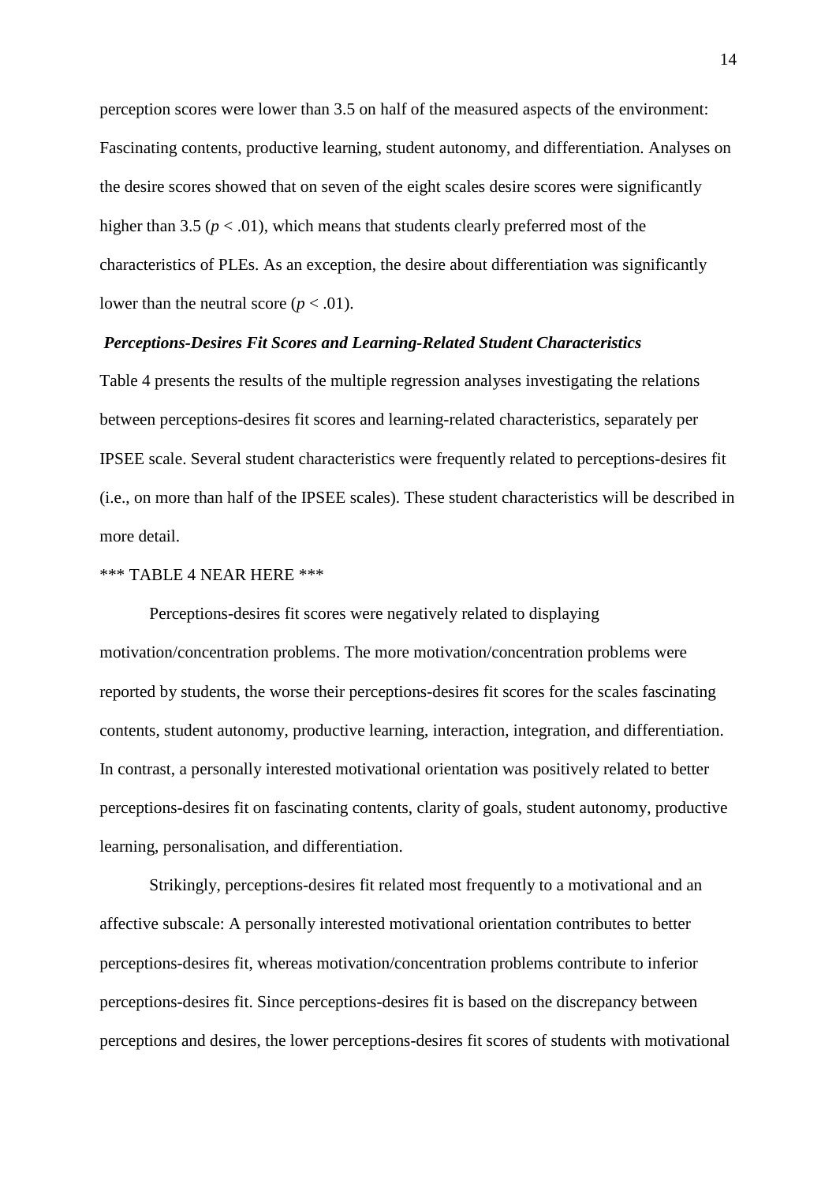perception scores were lower than 3.5 on half of the measured aspects of the environment: Fascinating contents, productive learning, student autonomy, and differentiation. Analyses on the desire scores showed that on seven of the eight scales desire scores were significantly higher than 3.5 ($p < .01$), which means that students clearly preferred most of the characteristics of PLEs. As an exception, the desire about differentiation was significantly lower than the neutral score ($p < .01$).

### *Perceptions-Desires Fit Scores and Learning-Related Student Characteristics*

Table 4 presents the results of the multiple regression analyses investigating the relations between perceptions-desires fit scores and learning-related characteristics, separately per IPSEE scale. Several student characteristics were frequently related to perceptions-desires fit (i.e., on more than half of the IPSEE scales). These student characteristics will be described in more detail.

*** TABLE 4 NEAR HERE ***

Perceptions-desires fit scores were negatively related to displaying motivation/concentration problems. The more motivation/concentration problems were reported by students, the worse their perceptions-desires fit scores for the scales fascinating contents, student autonomy, productive learning, interaction, integration, and differentiation. In contrast, a personally interested motivational orientation was positively related to better perceptions-desires fit on fascinating contents, clarity of goals, student autonomy, productive learning, personalisation, and differentiation.

Strikingly, perceptions-desires fit related most frequently to a motivational and an affective subscale: A personally interested motivational orientation contributes to better perceptions-desires fit, whereas motivation/concentration problems contribute to inferior perceptions-desires fit. Since perceptions-desires fit is based on the discrepancy between perceptions and desires, the lower perceptions-desires fit scores of students with motivational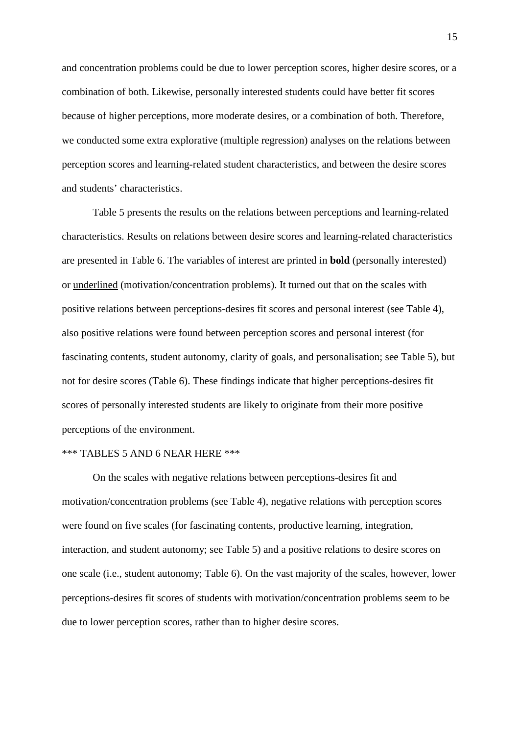and concentration problems could be due to lower perception scores, higher desire scores, or a combination of both. Likewise, personally interested students could have better fit scores because of higher perceptions, more moderate desires, or a combination of both. Therefore, we conducted some extra explorative (multiple regression) analyses on the relations between perception scores and learning-related student characteristics, and between the desire scores and students' characteristics.

Table 5 presents the results on the relations between perceptions and learning-related characteristics. Results on relations between desire scores and learning-related characteristics are presented in Table 6. The variables of interest are printed in **bold** (personally interested) or <u>underlined</u> (motivation/concentration problems). It turned out that on the scales with positive relations between perceptions-desires fit scores and personal interest (see Table 4), also positive relations were found between perception scores and personal interest (for fascinating contents, student autonomy, clarity of goals, and personalisation; see Table 5), but not for desire scores (Table 6). These findings indicate that higher perceptions-desires fit scores of personally interested students are likely to originate from their more positive perceptions of the environment.

\*\*\* TABLES 5 AND 6 NEAR HERE \*\*\*

On the scales with negative relations between perceptions-desires fit and motivation/concentration problems (see Table 4), negative relations with perception scores were found on five scales (for fascinating contents, productive learning, integration, interaction, and student autonomy; see Table 5) and a positive relations to desire scores on one scale (i.e., student autonomy; Table 6). On the vast majority of the scales, however, lower perceptions-desires fit scores of students with motivation/concentration problems seem to be due to lower perception scores, rather than to higher desire scores.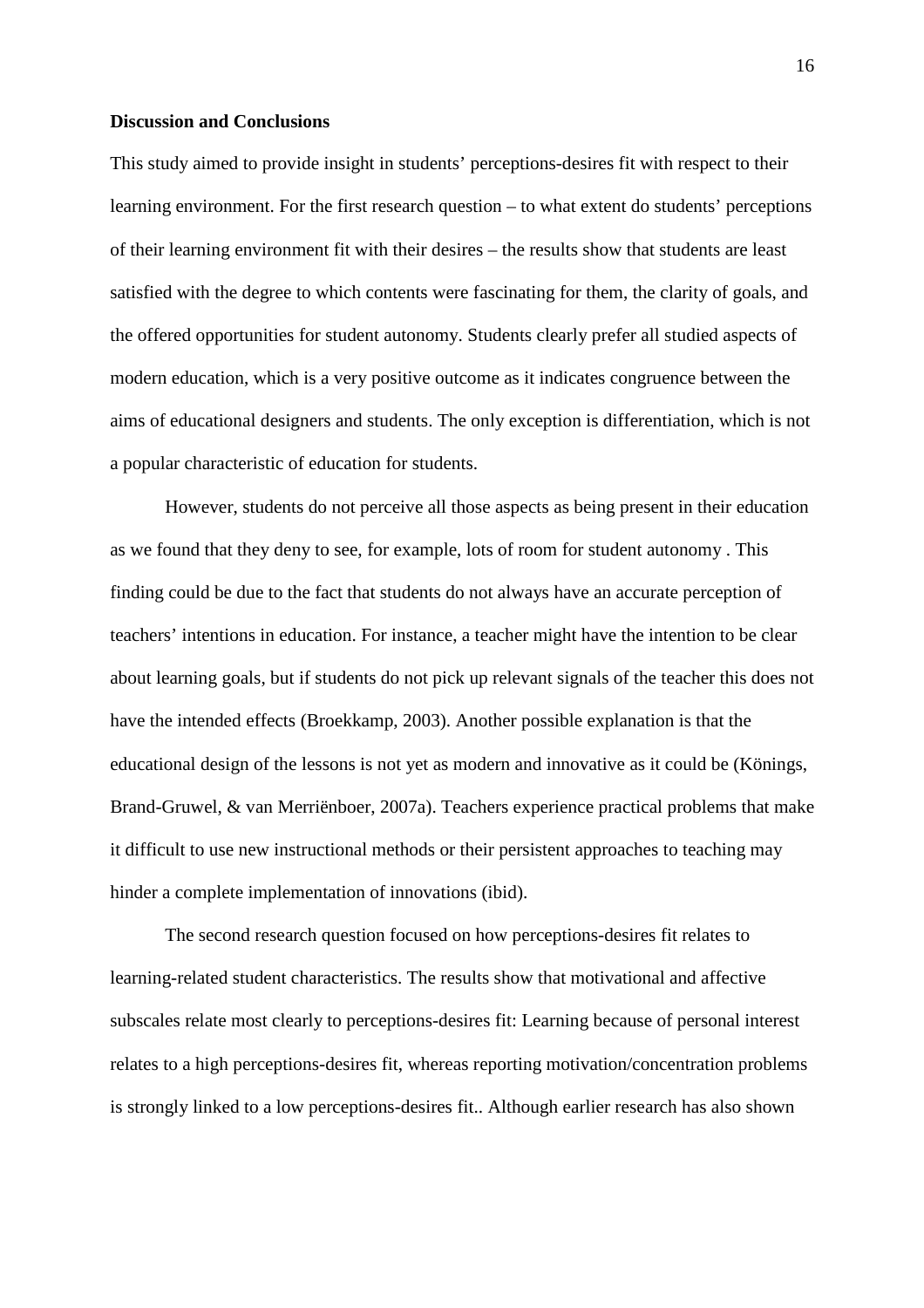**Discussion and Conclusions**

This study aimed to provide insight in students' perceptions-desires fit with respect to their learning environment. For the first research question – to what extent do students' perceptions of their learning environment fit with their desires – the results show that students are least satisfied with the degree to which contents were fascinating for them, the clarity of goals, and the offered opportunities for student autonomy. Students clearly prefer all studied aspects of modern education, which is a very positive outcome as it indicates congruence between the aims of educational designers and students. The only exception is differentiation, which is not a popular characteristic of education for students.

However, students do not perceive all those aspects as being present in their education as we found that they deny to see, for example, lots of room for student autonomy . This finding could be due to the fact that students do not always have an accurate perception of teachers' intentions in education. For instance, a teacher might have the intention to be clear about learning goals, but if students do not pick up relevant signals of the teacher this does not have the intended effects (Broekkamp, 2003). Another possible explanation is that the educational design of the lessons is not yet as modern and innovative as it could be (Könings, Brand-Gruwel, & van Merriënboer, 2007a). Teachers experience practical problems that make it difficult to use new instructional methods or their persistent approaches to teaching may hinder a complete implementation of innovations (ibid).

The second research question focused on how perceptions-desires fit relates to learning-related student characteristics. The results show that motivational and affective subscales relate most clearly to perceptions-desires fit: Learning because of personal interest relates to a high perceptions-desires fit, whereas reporting motivation/concentration problems is strongly linked to a low perceptions-desires fit.. Although earlier research has also shown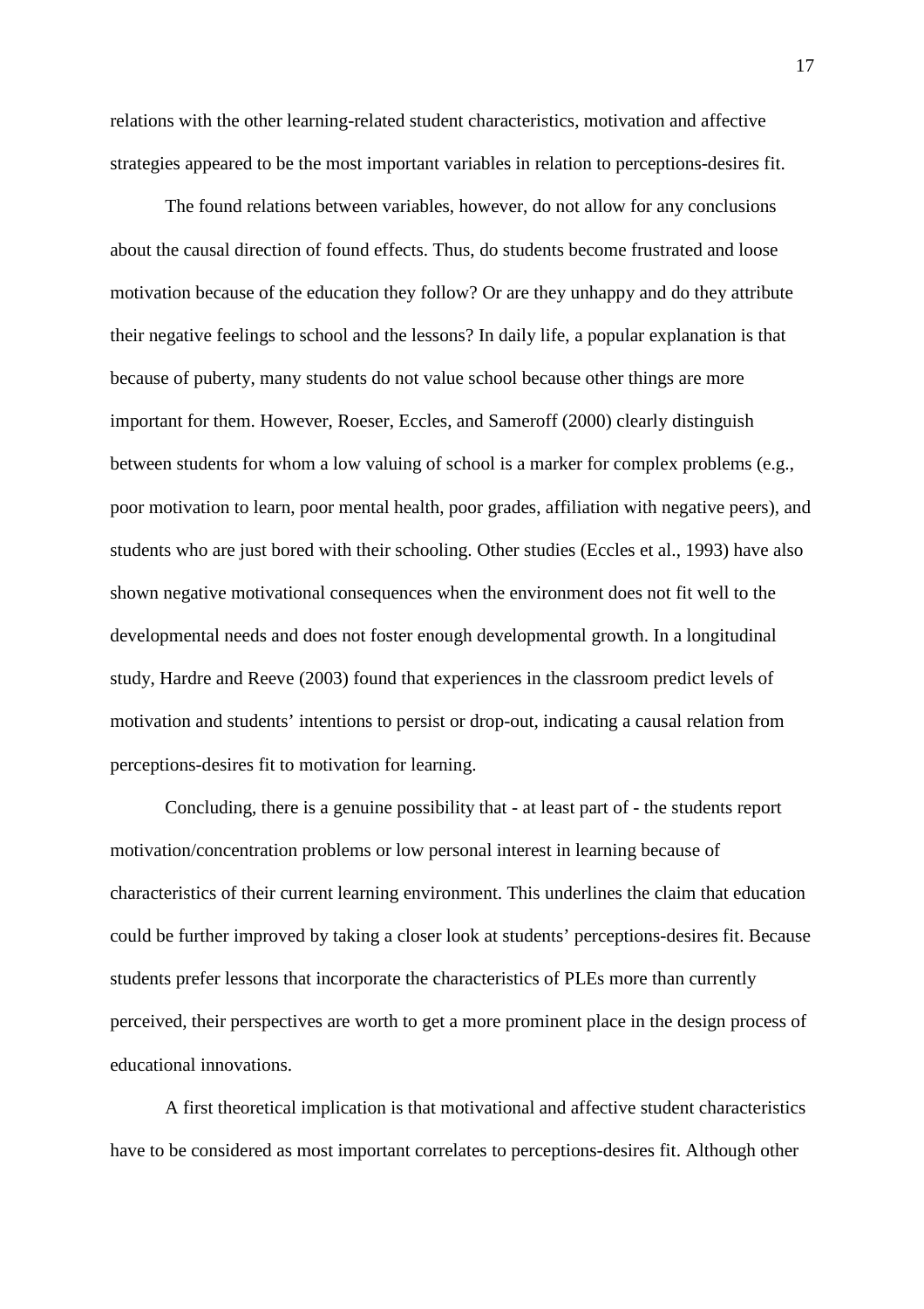relations with the other learning-related student characteristics, motivation and affective strategies appeared to be the most important variables in relation to perceptions-desires fit.

The found relations between variables, however, do not allow for any conclusions about the causal direction of found effects. Thus, do students become frustrated and loose motivation because of the education they follow? Or are they unhappy and do they attribute their negative feelings to school and the lessons? In daily life, a popular explanation is that because of puberty, many students do not value school because other things are more important for them. However, Roeser, Eccles, and Sameroff (2000) clearly distinguish between students for whom a low valuing of school is a marker for complex problems (e.g., poor motivation to learn, poor mental health, poor grades, affiliation with negative peers), and students who are just bored with their schooling. Other studies (Eccles et al., 1993) have also shown negative motivational consequences when the environment does not fit well to the developmental needs and does not foster enough developmental growth. In a longitudinal study, Hardre and Reeve (2003) found that experiences in the classroom predict levels of motivation and students' intentions to persist or drop-out, indicating a causal relation from perceptions-desires fit to motivation for learning.

Concluding, there is a genuine possibility that - at least part of - the students report motivation/concentration problems or low personal interest in learning because of characteristics of their current learning environment. This underlines the claim that education could be further improved by taking a closer look at students' perceptions-desires fit. Because students prefer lessons that incorporate the characteristics of PLEs more than currently perceived, their perspectives are worth to get a more prominent place in the design process of educational innovations.

A first theoretical implication is that motivational and affective student characteristics have to be considered as most important correlates to perceptions-desires fit. Although other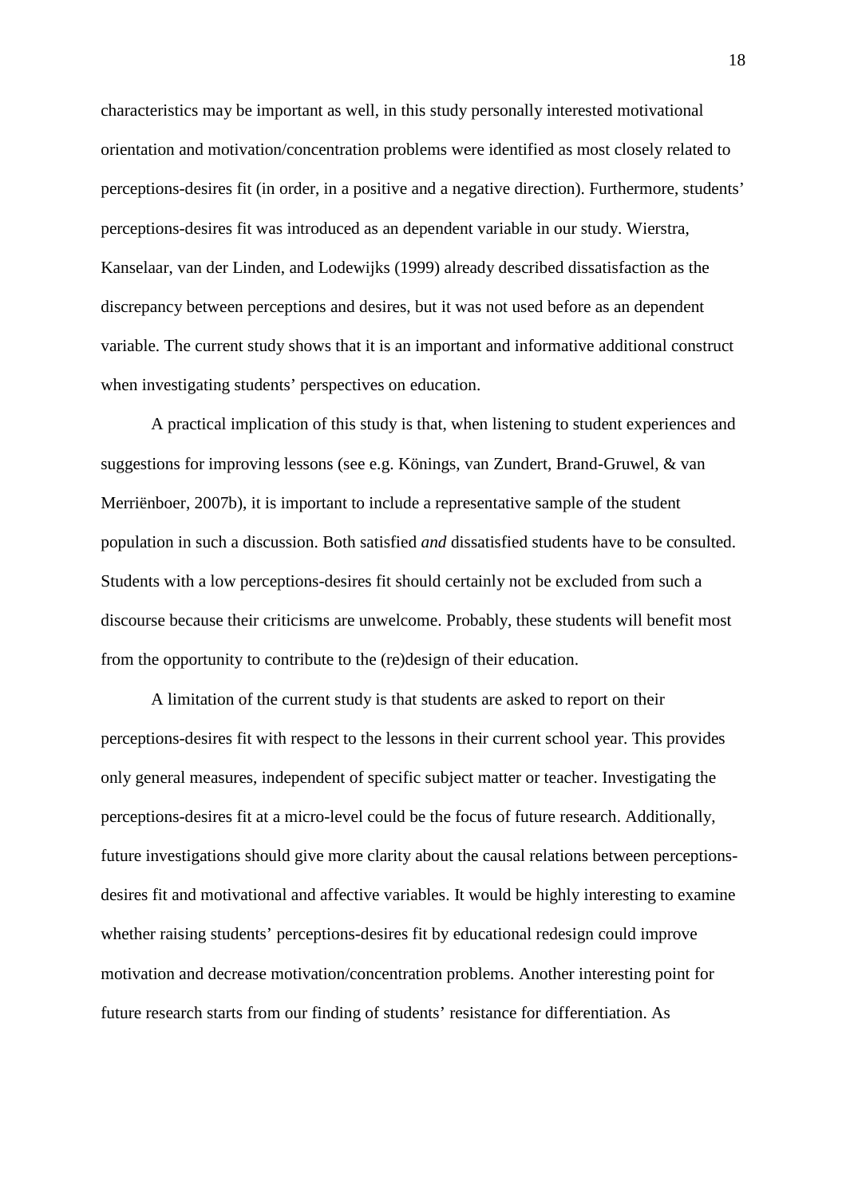characteristics may be important as well, in this study personally interested motivational orientation and motivation/concentration problems were identified as most closely related to perceptions-desires fit (in order, in a positive and a negative direction). Furthermore, students' perceptions-desires fit was introduced as an dependent variable in our study. Wierstra, Kanselaar, van der Linden, and Lodewijks (1999) already described dissatisfaction as the discrepancy between perceptions and desires, but it was not used before as an dependent variable. The current study shows that it is an important and informative additional construct when investigating students' perspectives on education.

A practical implication of this study is that, when listening to student experiences and suggestions for improving lessons (see e.g. Könings, van Zundert, Brand-Gruwel, & van Merriënboer, 2007b), it is important to include a representative sample of the student population in such a discussion. Both satisfied *and* dissatisfied students have to be consulted. Students with a low perceptions-desires fit should certainly not be excluded from such a discourse because their criticisms are unwelcome. Probably, these students will benefit most from the opportunity to contribute to the (re)design of their education.

A limitation of the current study is that students are asked to report on their perceptions-desires fit with respect to the lessons in their current school year. This provides only general measures, independent of specific subject matter or teacher. Investigating the perceptions-desires fit at a micro-level could be the focus of future research. Additionally, future investigations should give more clarity about the causal relations between perceptions-desires fit and motivational and affective variables. It would be highly interesting to examine whether raising students' perceptions-desires fit by educational redesign could improve motivation and decrease motivation/concentration problems. Another interesting point for future research starts from our finding of students' resistance for differentiation. As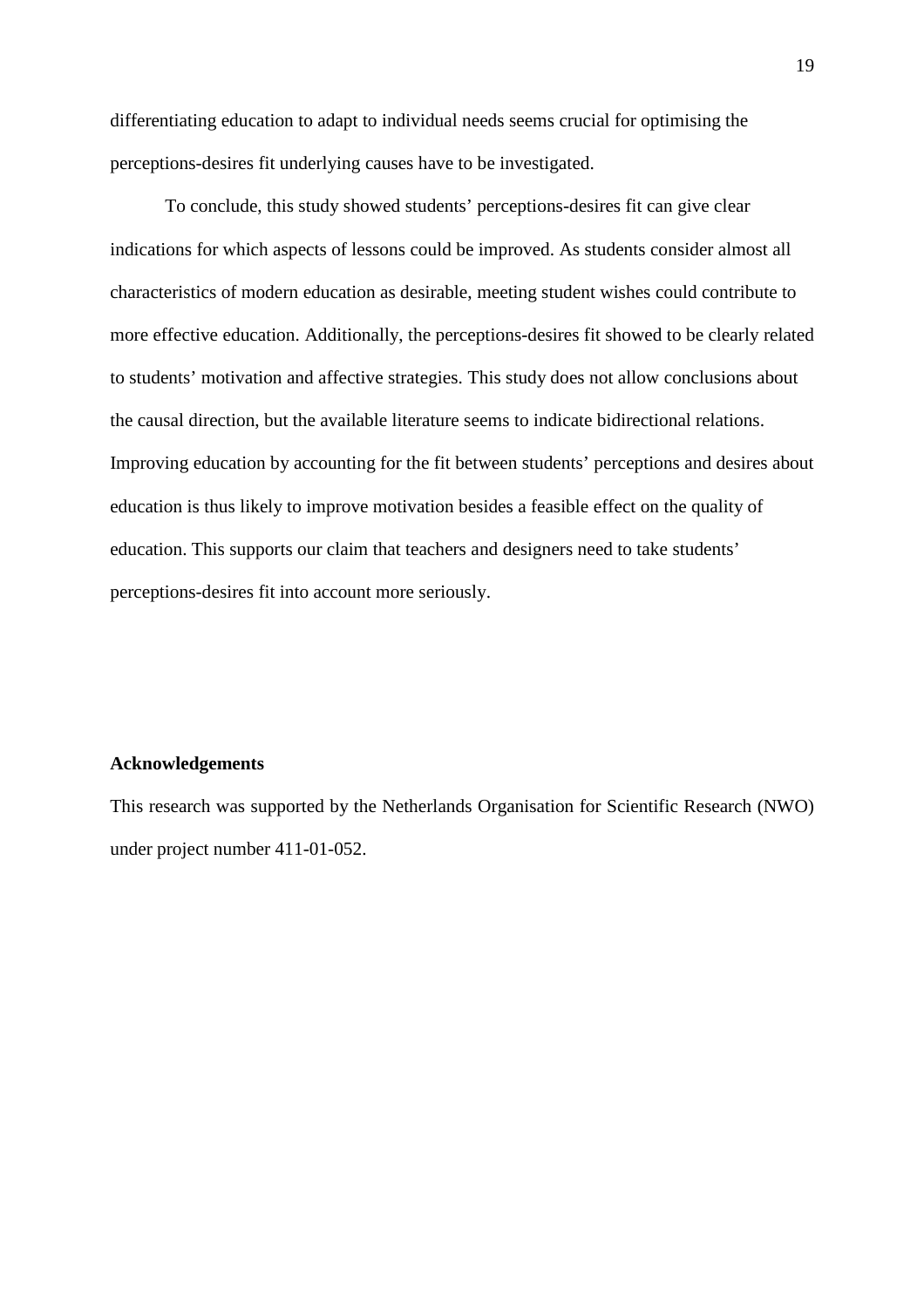differentiating education to adapt to individual needs seems crucial for optimising the perceptions-desires fit underlying causes have to be investigated.

To conclude, this study showed students' perceptions-desires fit can give clear indications for which aspects of lessons could be improved. As students consider almost all characteristics of modern education as desirable, meeting student wishes could contribute to more effective education. Additionally, the perceptions-desires fit showed to be clearly related to students' motivation and affective strategies. This study does not allow conclusions about the causal direction, but the available literature seems to indicate bidirectional relations. Improving education by accounting for the fit between students' perceptions and desires about education is thus likely to improve motivation besides a feasible effect on the quality of education. This supports our claim that teachers and designers need to take students' perceptions-desires fit into account more seriously.

**Acknowledgements**

This research was supported by the Netherlands Organisation for Scientific Research (NWO) under project number 411-01-052.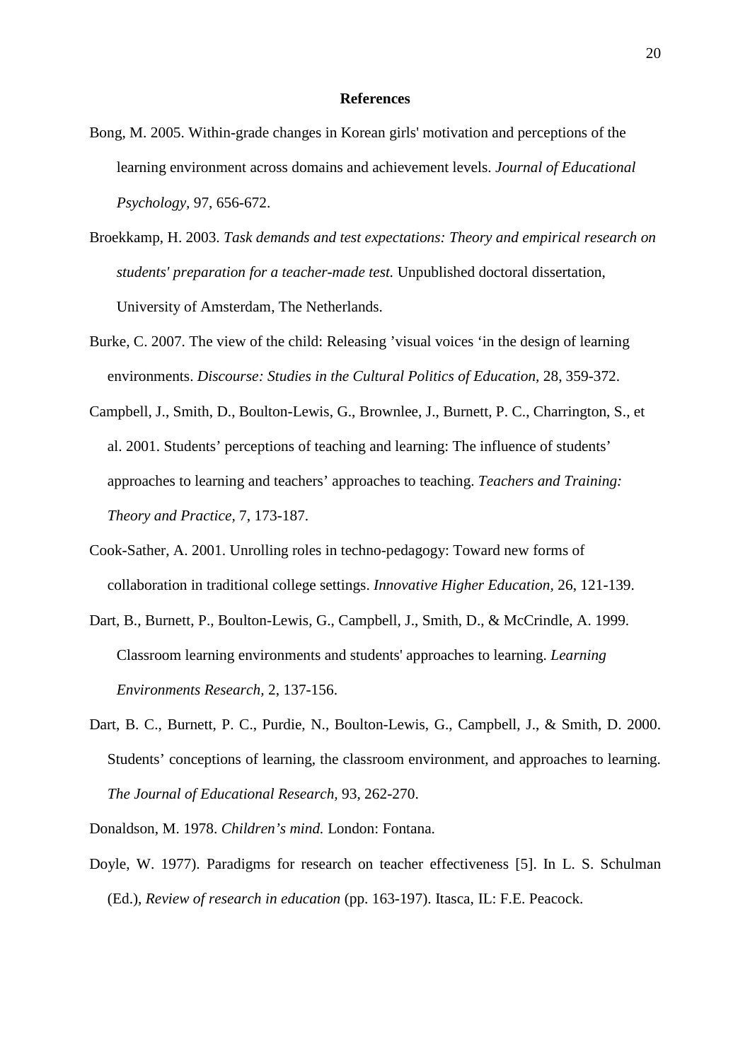**References**

Bong, M. 2005. Within-grade changes in Korean girls' motivation and perceptions of the learning environment across domains and achievement levels. *Journal of Educational Psychology*, 97, 656-672.

Broekkamp, H. 2003. *Task demands and test expectations: Theory and empirical research on students' preparation for a teacher-made test.* Unpublished doctoral dissertation, University of Amsterdam, The Netherlands.

Burke, C. 2007. The view of the child: Releasing 'visual voices 'in the design of learning environments. *Discourse: Studies in the Cultural Politics of Education*, 28, 359-372.

Campbell, J., Smith, D., Boulton-Lewis, G., Brownlee, J., Burnett, P. C., Charrington, S., et al. 2001. Students' perceptions of teaching and learning: The influence of students' approaches to learning and teachers' approaches to teaching. *Teachers and Training: Theory and Practice*, 7, 173-187.

Cook-Sather, A. 2001. Unrolling roles in techno-pedagogy: Toward new forms of collaboration in traditional college settings. *Innovative Higher Education*, 26, 121-139.

Dart, B., Burnett, P., Boulton-Lewis, G., Campbell, J., Smith, D., & McCrindle, A. 1999. Classroom learning environments and students' approaches to learning. *Learning Environments Research*, 2, 137-156.

Dart, B. C., Burnett, P. C., Purdie, N., Boulton-Lewis, G., Campbell, J., & Smith, D. 2000. Students' conceptions of learning, the classroom environment, and approaches to learning. *The Journal of Educational Research*, 93, 262-270.

Donaldson, M. 1978. *Children's mind.* London: Fontana.

Doyle, W. 1977). Paradigms for research on teacher effectiveness [5]. In L. S. Schulman (Ed.), *Review of research in education* (pp. 163-197). Itasca, IL: F.E. Peacock.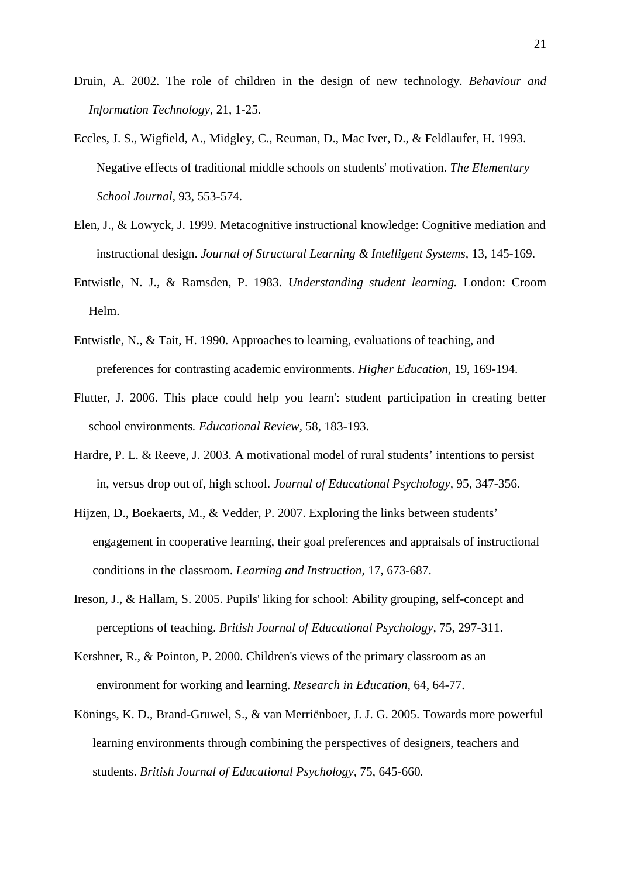Druin, A. 2002. The role of children in the design of new technology. *Behaviour and Information Technology*, 21, 1-25.

Eccles, J. S., Wigfield, A., Midgley, C., Reuman, D., Mac Iver, D., & Feldlaufer, H. 1993. Negative effects of traditional middle schools on students' motivation. *The Elementary School Journal*, 93, 553-574.

Elen, J., & Lowyck, J. 1999. Metacognitive instructional knowledge: Cognitive mediation and instructional design. *Journal of Structural Learning & Intelligent Systems*, 13, 145-169.

Entwistle, N. J., & Ramsden, P. 1983. *Understanding student learning.* London: Croom Helm.

Entwistle, N., & Tait, H. 1990. Approaches to learning, evaluations of teaching, and preferences for contrasting academic environments. *Higher Education*, 19, 169-194.

Flutter, J. 2006. This place could help you learn': student participation in creating better school environments. *Educational Review*, 58, 183-193.

Hardre, P. L. & Reeve, J. 2003. A motivational model of rural students' intentions to persist in, versus drop out of, high school. *Journal of Educational Psychology*, 95, 347-356.

Hijzen, D., Boekaerts, M., & Vedder, P. 2007. Exploring the links between students' engagement in cooperative learning, their goal preferences and appraisals of instructional conditions in the classroom. *Learning and Instruction*, 17, 673-687.

Ireson, J., & Hallam, S. 2005. Pupils' liking for school: Ability grouping, self-concept and perceptions of teaching. *British Journal of Educational Psychology*, 75, 297-311.

Kershner, R., & Pointon, P. 2000. Children's views of the primary classroom as an environment for working and learning. *Research in Education*, 64, 64-77.

Könings, K. D., Brand-Gruwel, S., & van Merriënboer, J. J. G. 2005. Towards more powerful learning environments through combining the perspectives of designers, teachers and students. *British Journal of Educational Psychology*, 75, 645-660.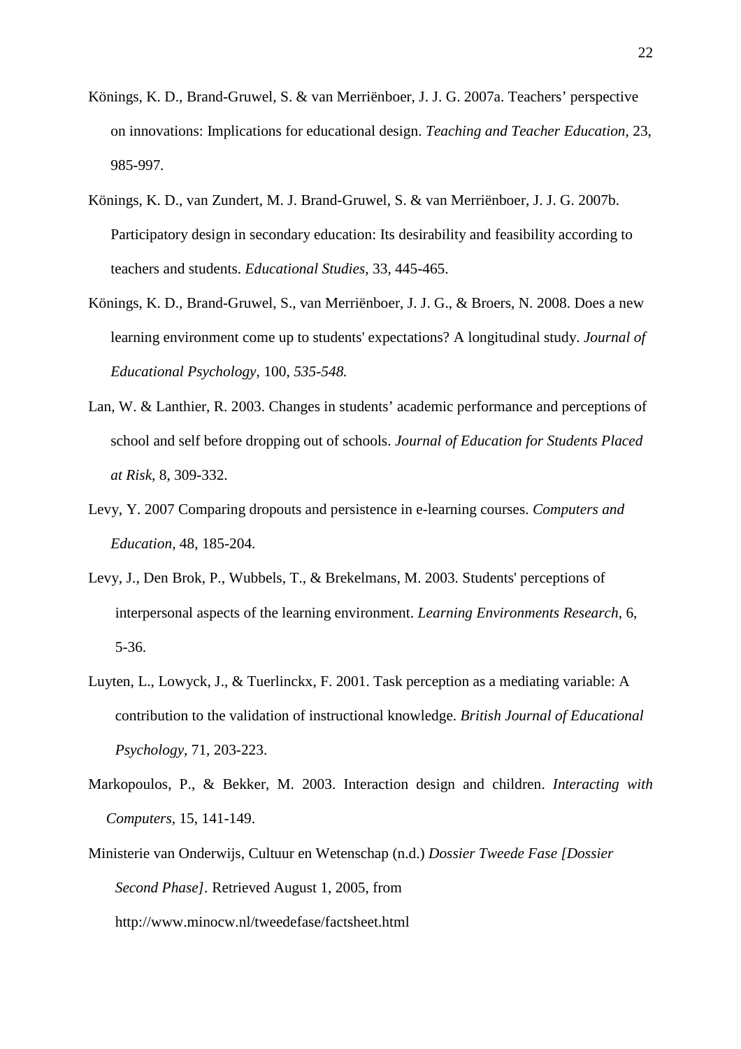Könings, K. D., Brand-Gruwel, S. & van Merriënboer, J. J. G. 2007a. Teachers' perspective on innovations: Implications for educational design. *Teaching and Teacher Education,* 23, 985-997.

Könings, K. D., van Zundert, M. J. Brand-Gruwel, S. & van Merriënboer, J. J. G. 2007b. Participatory design in secondary education: Its desirability and feasibility according to teachers and students. *Educational Studies,* 33, 445-465.

Könings, K. D., Brand-Gruwel, S., van Merriënboer, J. J. G., & Broers, N. 2008. Does a new learning environment come up to students' expectations? A longitudinal study. *Journal of Educational Psychology,* 100*, 535-548.*

Lan, W. & Lanthier, R. 2003. Changes in students' academic performance and perceptions of school and self before dropping out of schools. *Journal of Education for Students Placed at Risk,* 8, 309-332.

Levy, Y. 2007 Comparing dropouts and persistence in e-learning courses. *Computers and Education,* 48, 185-204.

Levy, J., Den Brok, P., Wubbels, T., & Brekelmans, M. 2003. Students' perceptions of interpersonal aspects of the learning environment. *Learning Environments Research,* 6, 5-36.

Luyten, L., Lowyck, J., & Tuerlinckx, F. 2001. Task perception as a mediating variable: A contribution to the validation of instructional knowledge. *British Journal of Educational Psychology,* 71, 203-223.

Markopoulos, P., & Bekker, M. 2003. Interaction design and children. *Interacting with Computers,* 15, 141-149.

Ministerie van Onderwijs, Cultuur en Wetenschap (n.d.) *Dossier Tweede Fase [Dossier Second Phase].* Retrieved August 1, 2005, from http://www.minocw.nl/tweedefase/factsheet.html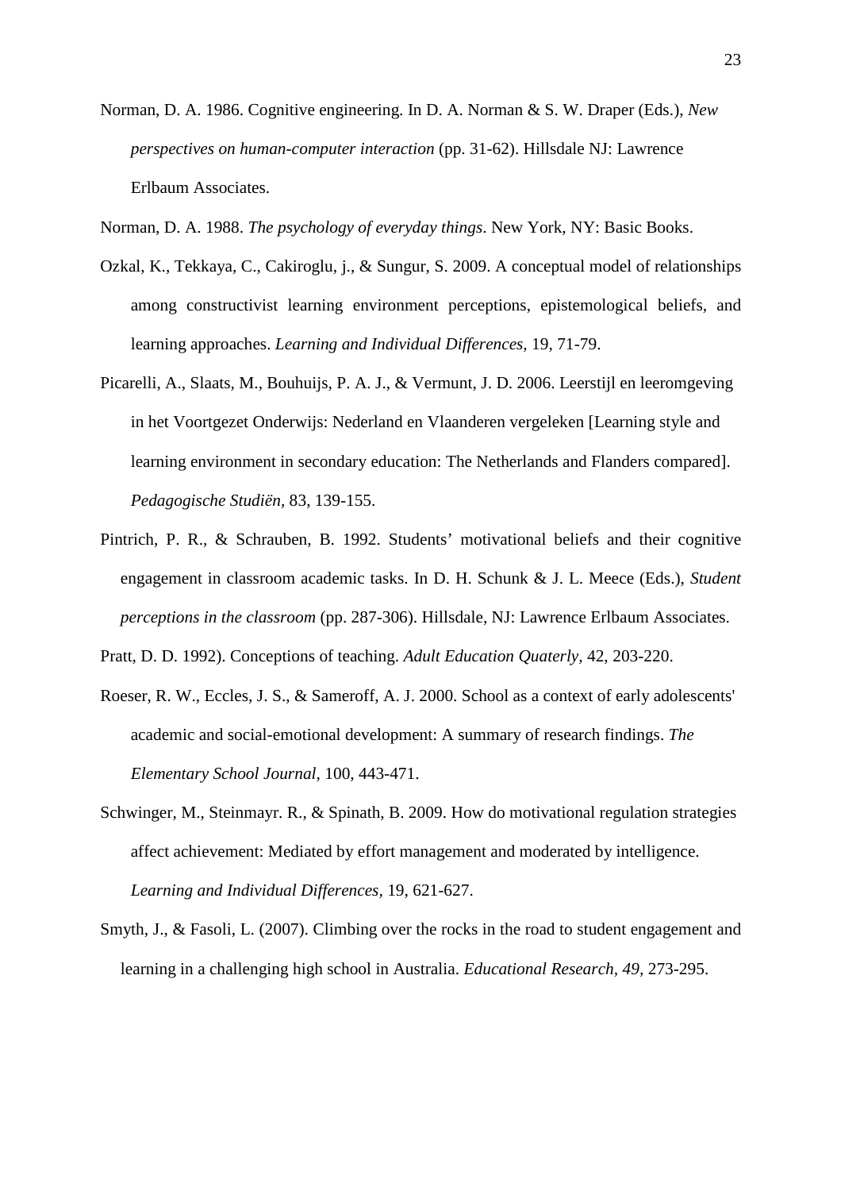Norman, D. A. 1986. Cognitive engineering. In D. A. Norman & S. W. Draper (Eds.), *New perspectives on human-computer interaction* (pp. 31-62). Hillsdale NJ: Lawrence Erlbaum Associates.

Norman, D. A. 1988. *The psychology of everyday things*. New York, NY: Basic Books.

Ozkal, K., Tekkaya, C., Cakiroglu, j., & Sungur, S. 2009. A conceptual model of relationships among constructivist learning environment perceptions, epistemological beliefs, and learning approaches. *Learning and Individual Differences,* 19, 71-79.

Picarelli, A., Slaats, M., Bouhuijs, P. A. J., & Vermunt, J. D. 2006. Leerstijl en leeromgeving in het Voortgezet Onderwijs: Nederland en Vlaanderen vergeleken [Learning style and learning environment in secondary education: The Netherlands and Flanders compared]. *Pedagogische Studiën*, 83, 139-155.

Pintrich, P. R., & Schrauben, B. 1992. Students' motivational beliefs and their cognitive engagement in classroom academic tasks. In D. H. Schunk & J. L. Meece (Eds.), *Student perceptions in the classroom* (pp. 287-306). Hillsdale, NJ: Lawrence Erlbaum Associates.

Pratt, D. D. 1992). Conceptions of teaching. *Adult Education Quaterly,* 42, 203-220.

Roeser, R. W., Eccles, J. S., & Sameroff, A. J. 2000. School as a context of early adolescents' academic and social-emotional development: A summary of research findings. *The Elementary School Journal,* 100, 443-471.

Schwinger, M., Steinmayr. R., & Spinath, B. 2009. How do motivational regulation strategies affect achievement: Mediated by effort management and moderated by intelligence. *Learning and Individual Differences*, 19, 621-627.

Smyth, J., & Fasoli, L. (2007). Climbing over the rocks in the road to student engagement and learning in a challenging high school in Australia. *Educational Research, 49*, 273-295.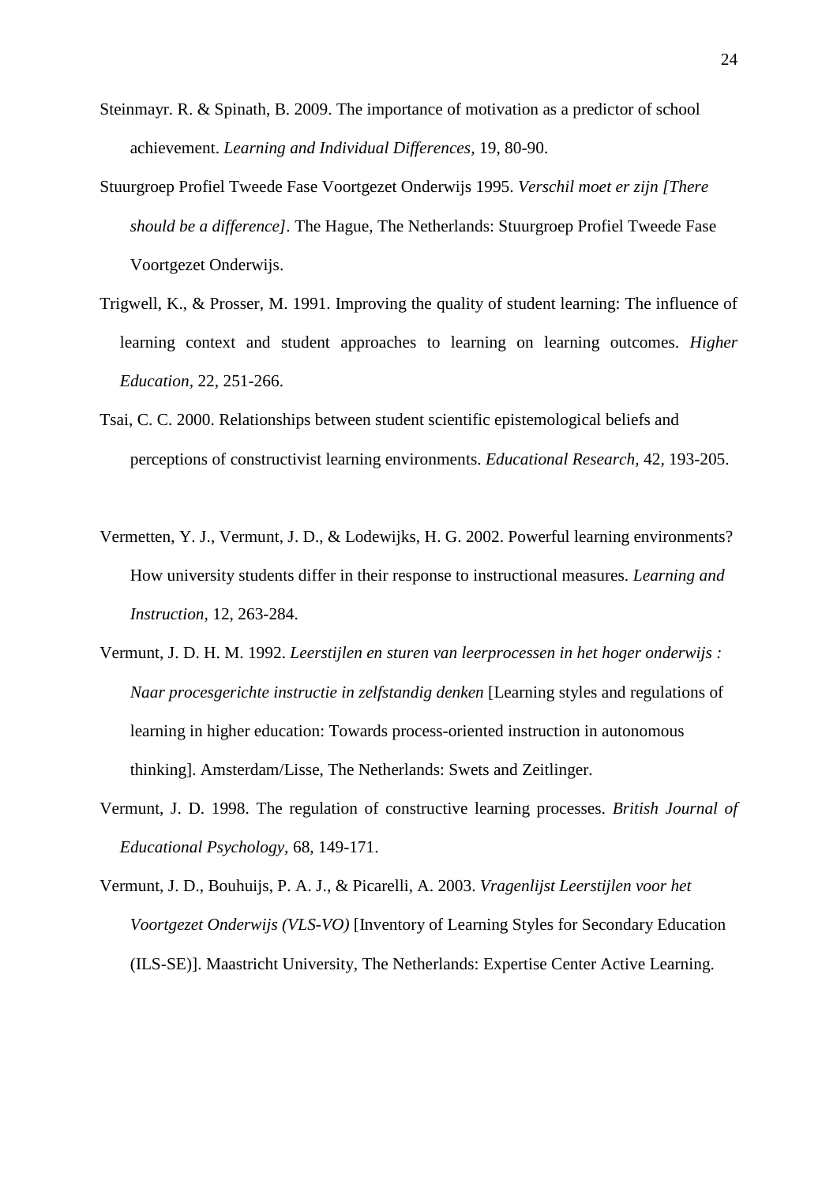Steinmayr. R. & Spinath, B. 2009. The importance of motivation as a predictor of school achievement. *Learning and Individual Differences,* 19, 80-90.

Stuurgroep Profiel Tweede Fase Voortgezet Onderwijs 1995. *Verschil moet er zijn [There should be a difference]*. The Hague, The Netherlands: Stuurgroep Profiel Tweede Fase Voortgezet Onderwijs.

Trigwell, K., & Prosser, M. 1991. Improving the quality of student learning: The influence of learning context and student approaches to learning on learning outcomes. *Higher Education*, 22, 251-266.

Tsai, C. C. 2000. Relationships between student scientific epistemological beliefs and perceptions of constructivist learning environments. *Educational Research,* 42, 193-205.

Vermetten, Y. J., Vermunt, J. D., & Lodewijks, H. G. 2002. Powerful learning environments? How university students differ in their response to instructional measures. *Learning and Instruction,* 12, 263-284.

Vermunt, J. D. H. M. 1992. *Leerstijlen en sturen van leerprocessen in het hoger onderwijs : Naar procesgerichte instructie in zelfstandig denken* [Learning styles and regulations of learning in higher education: Towards process-oriented instruction in autonomous thinking]. Amsterdam/Lisse, The Netherlands: Swets and Zeitlinger.

Vermunt, J. D. 1998. The regulation of constructive learning processes. *British Journal of Educational Psychology,* 68, 149-171.

Vermunt, J. D., Bouhuijs, P. A. J., & Picarelli, A. 2003. *Vragenlijst Leerstijlen voor het Voortgezet Onderwijs (VLS-VO)* [Inventory of Learning Styles for Secondary Education (ILS-SE)]. Maastricht University, The Netherlands: Expertise Center Active Learning.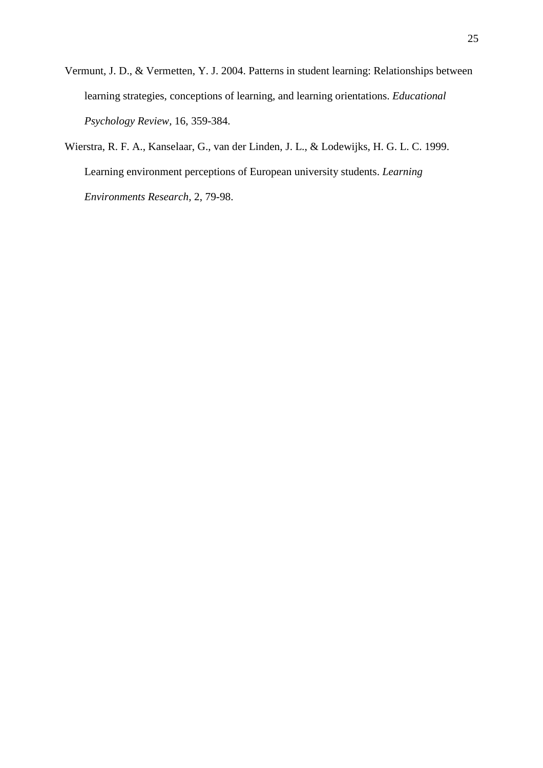Vermunt, J. D., & Vermetten, Y. J. 2004. Patterns in student learning: Relationships between learning strategies, conceptions of learning, and learning orientations. *Educational Psychology Review*, 16, 359-384.

Wierstra, R. F. A., Kanselaar, G., van der Linden, J. L., & Lodewijks, H. G. L. C. 1999. Learning environment perceptions of European university students. *Learning Environments Research*, 2, 79-98.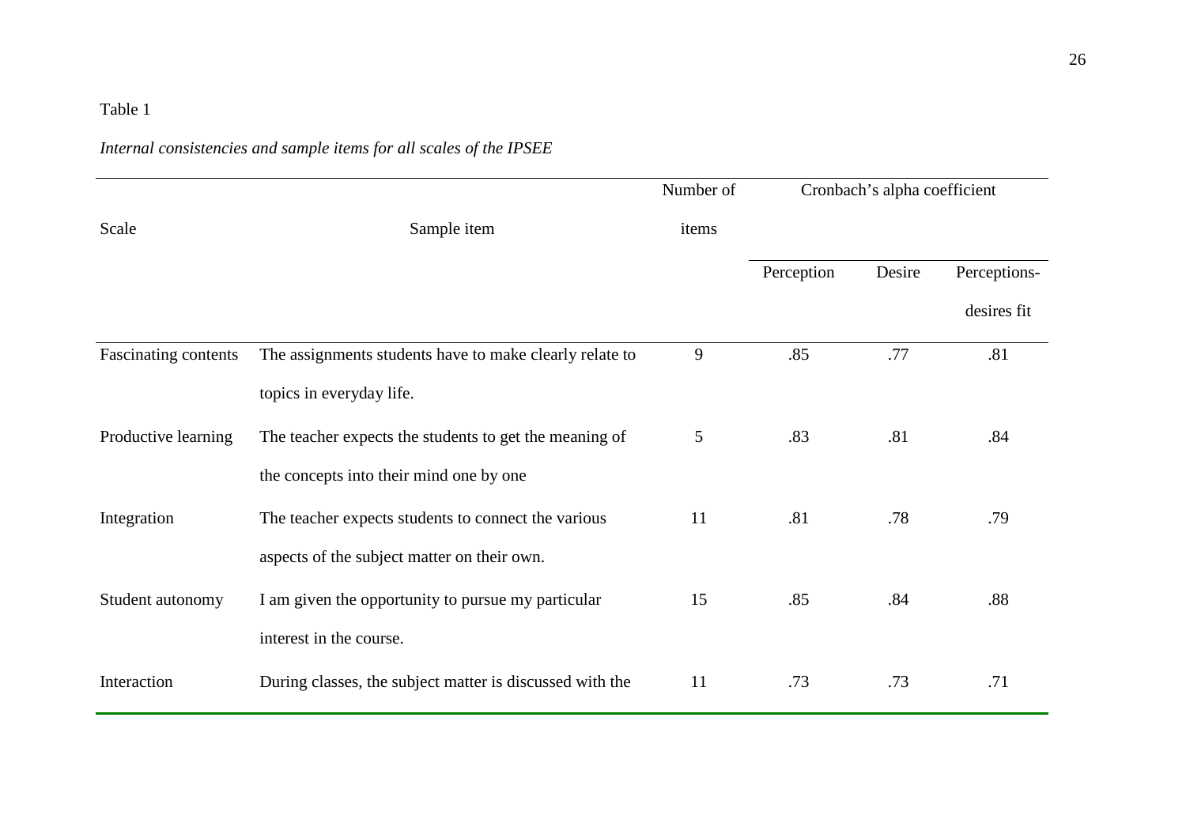Table 1

*Internal consistencies and sample items for all scales of the IPSEE*

| Scale | Sample item | Number of items | Cronbach's alpha coefficient | | |
|---|---|---|---|---|---|
| | | | Perception | Desire | Perceptions-desires fit |
| Fascinating contents | The assignments students have to make clearly relate to topics in everyday life. | 9 | .85 | .77 | .81 |
| Productive learning | The teacher expects the students to get the meaning of the concepts into their mind one by one | 5 | .83 | .81 | .84 |
| Integration | The teacher expects students to connect the various aspects of the subject matter on their own. | 11 | .81 | .78 | .79 |
| Student autonomy | I am given the opportunity to pursue my particular interest in the course. | 15 | .85 | .84 | .88 |
| Interaction | During classes, the subject matter is discussed with the | 11 | .73 | .73 | .71 |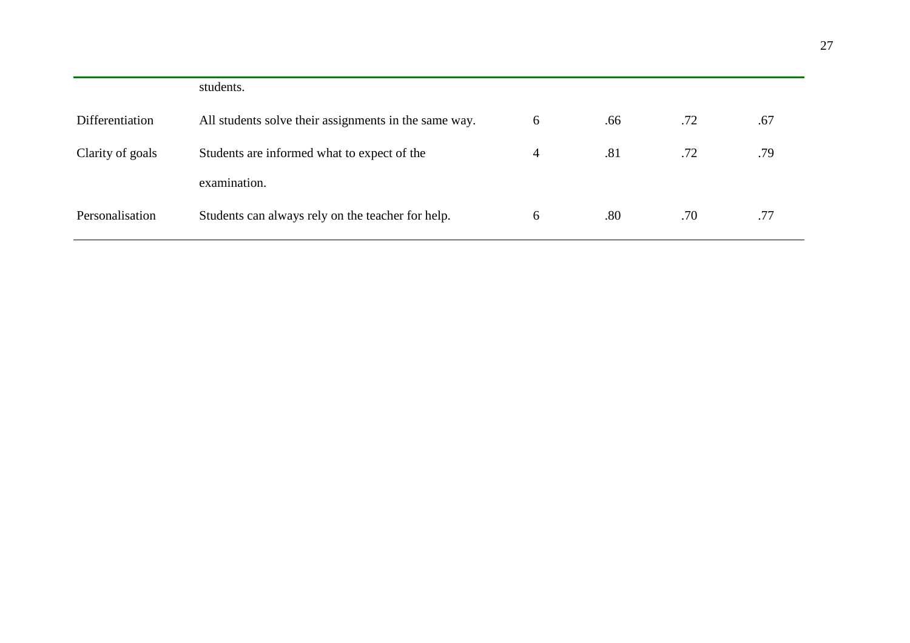|  |  |  |  |  |  |
|---|---|---|---|---|---|
|  | students. |  |  |  |  |
| Differentiation | All students solve their assignments in the same way. | 6 | .66 | .72 | .67 |
| Clarity of goals | Students are informed what to expect of the examination. | 4 | .81 | .72 | .79 |
| Personalisation | Students can always rely on the teacher for help. | 6 | .80 | .70 | .77 |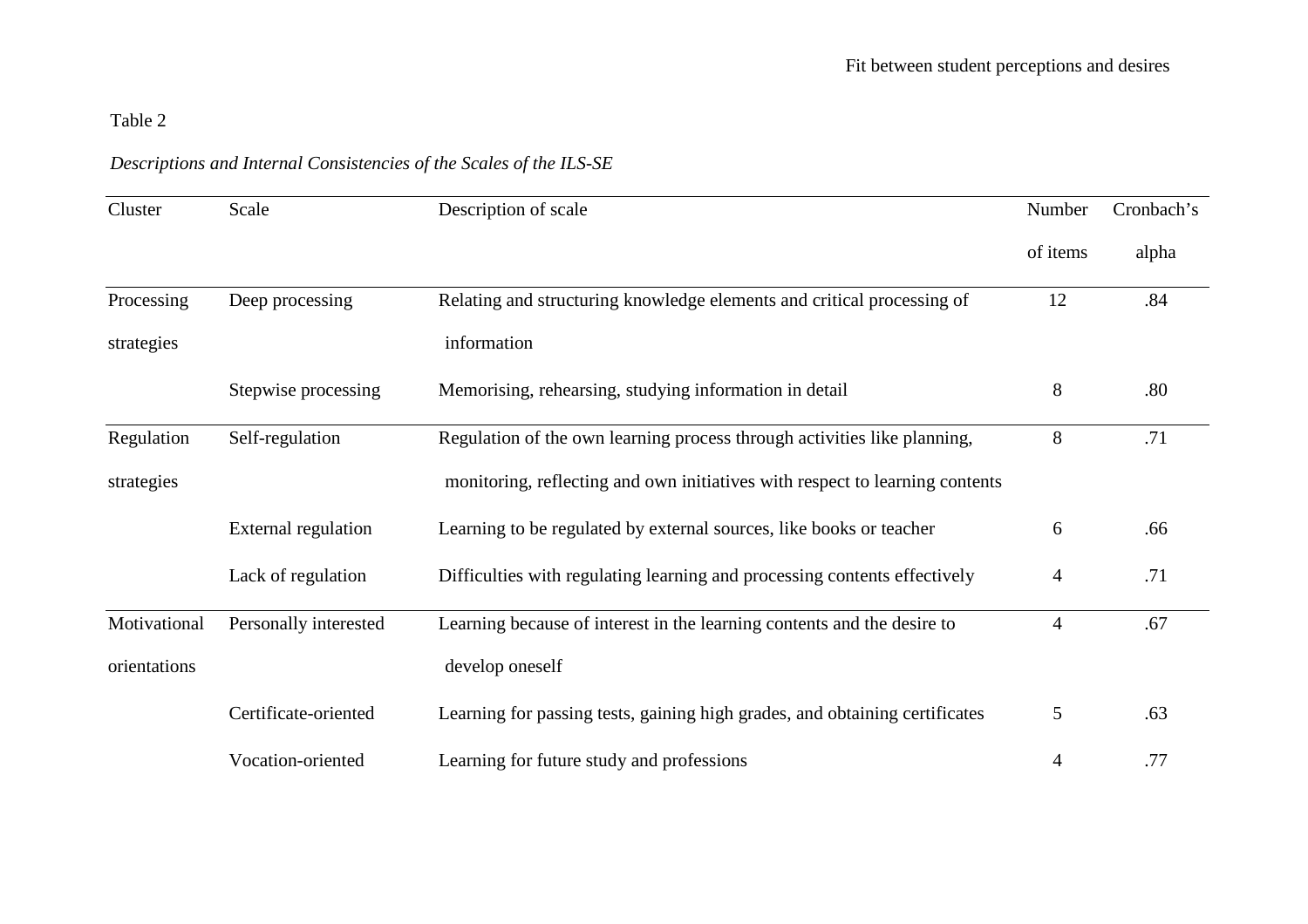Table 2

*Descriptions and Internal Consistencies of the Scales of the ILS-SE*

| Cluster | Scale | Description of scale | Number of items | Cronbach's alpha |
|---|---|---|---|---|
| Processing strategies | Deep processing | Relating and structuring knowledge elements and critical processing of information | 12 | .84 |
| | Stepwise processing | Memorising, rehearsing, studying information in detail | 8 | .80 |
| Regulation strategies | Self-regulation | Regulation of the own learning process through activities like planning, monitoring, reflecting and own initiatives with respect to learning contents | 8 | .71 |
| | External regulation | Learning to be regulated by external sources, like books or teacher | 6 | .66 |
| | Lack of regulation | Difficulties with regulating learning and processing contents effectively | 4 | .71 |
| Motivational orientations | Personally interested | Learning because of interest in the learning contents and the desire to develop oneself | 4 | .67 |
| | Certificate-oriented | Learning for passing tests, gaining high grades, and obtaining certificates | 5 | .63 |
| | Vocation-oriented | Learning for future study and professions | 4 | .77 |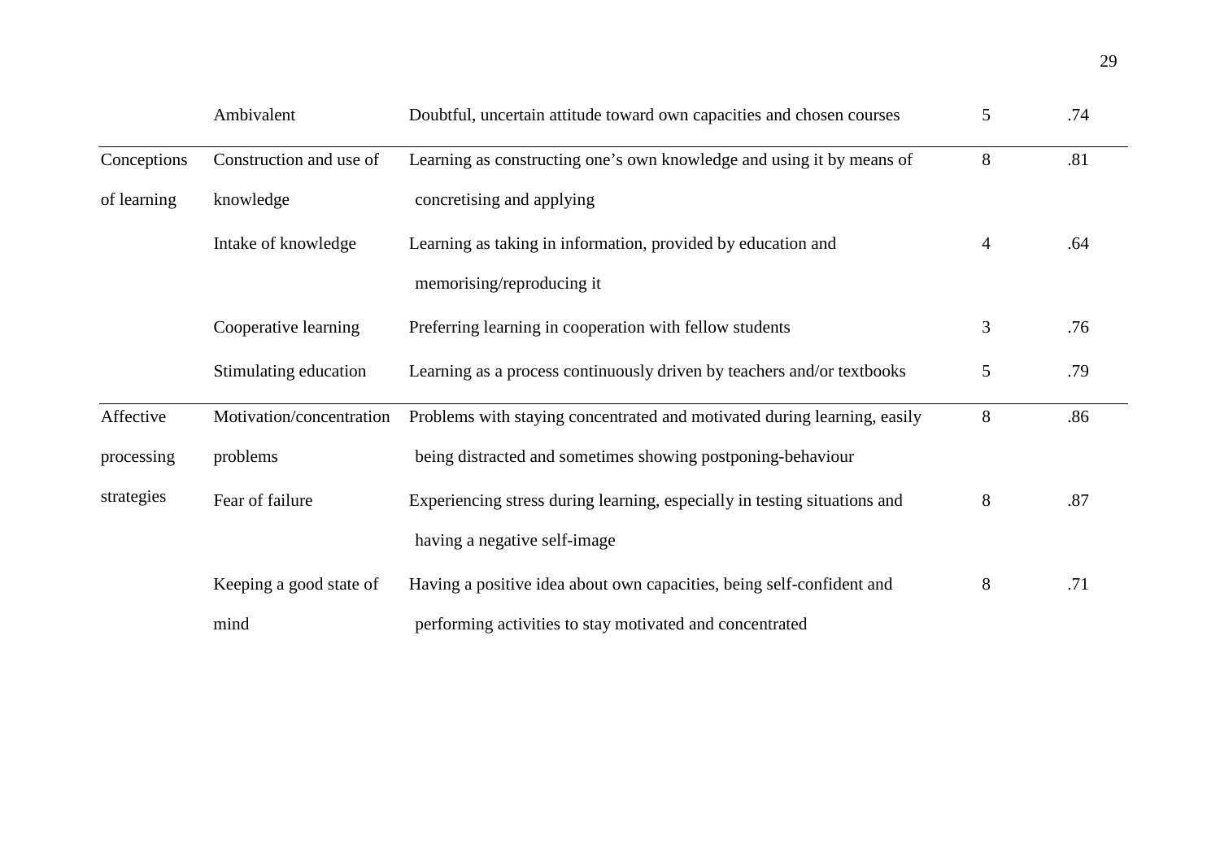| | | | | |
|---|---|---|---|---|
| | Ambivalent | Doubtful, uncertain attitude toward own capacities and chosen courses | 5 | .74 |
| Conceptions of learning | Construction and use of knowledge | Learning as constructing one's own knowledge and using it by means of concretising and applying | 8 | .81 |
| | Intake of knowledge | Learning as taking in information, provided by education and memorising/reproducing it | 4 | .64 |
| | Cooperative learning | Preferring learning in cooperation with fellow students | 3 | .76 |
| | Stimulating education | Learning as a process continuously driven by teachers and/or textbooks | 5 | .79 |
| Affective processing strategies | Motivation/concentration problems | Problems with staying concentrated and motivated during learning, easily being distracted and sometimes showing postponing-behaviour | 8 | .86 |
| | Fear of failure | Experiencing stress during learning, especially in testing situations and having a negative self-image | 8 | .87 |
| | Keeping a good state of mind | Having a positive idea about own capacities, being self-confident and performing activities to stay motivated and concentrated | 8 | .71 |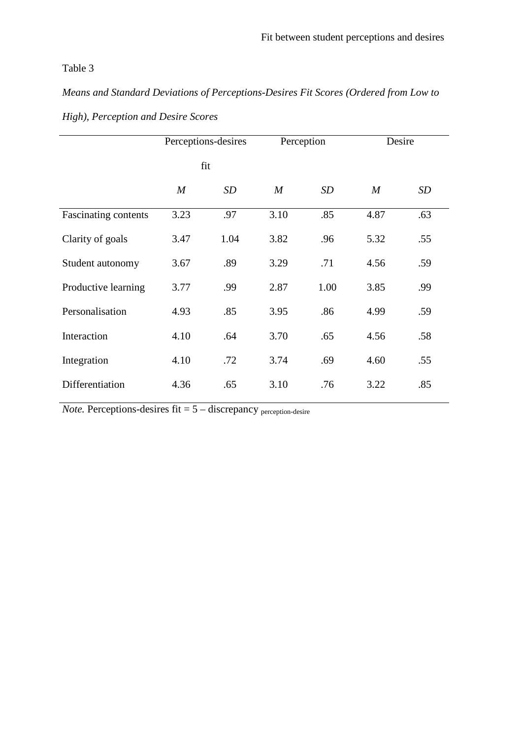Table 3

*Means and Standard Deviations of Perceptions-Desires Fit Scores (Ordered from Low to High), Perception and Desire Scores*

| | Perceptions-desires fit | | Perception | | Desire | |
|---|---|---|---|---|---|---|
| | *M* | *SD* | *M* | *SD* | *M* | *SD* |
| Fascinating contents | 3.23 | .97 | 3.10 | .85 | 4.87 | .63 |
| Clarity of goals | 3.47 | 1.04 | 3.82 | .96 | 5.32 | .55 |
| Student autonomy | 3.67 | .89 | 3.29 | .71 | 4.56 | .59 |
| Productive learning | 3.77 | .99 | 2.87 | 1.00 | 3.85 | .99 |
| Personalisation | 4.93 | .85 | 3.95 | .86 | 4.99 | .59 |
| Interaction | 4.10 | .64 | 3.70 | .65 | 4.56 | .58 |
| Integration | 4.10 | .72 | 3.74 | .69 | 4.60 | .55 |
| Differentiation | 4.36 | .65 | 3.10 | .76 | 3.22 | .85 |

*Note.* Perceptions-desires fit = 5 – $\text{discrepancy}_{\text{perception-desire}}$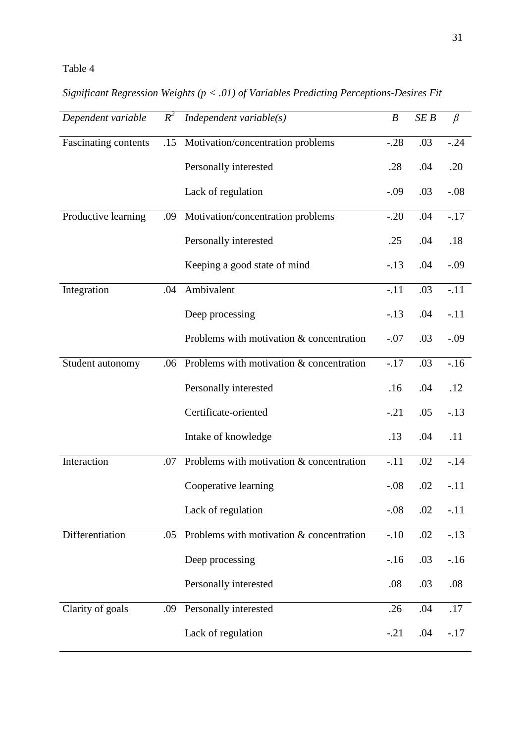Table 4

*Significant Regression Weights ($p < .01$) of Variables Predicting Perceptions-Desires Fit*

| *Dependent variable* | $R^2$ | *Independent variable(s)* | *B* | *SE B* | $\beta$ |
|---|---|---|---|---|---|
| Fascinating contents | .15 | Motivation/concentration problems | -.28 | .03 | -.24 |
| | | Personally interested | .28 | .04 | .20 |
| | | Lack of regulation | -.09 | .03 | -.08 |
| Productive learning | .09 | Motivation/concentration problems | -.20 | .04 | -.17 |
| | | Personally interested | .25 | .04 | .18 |
| | | Keeping a good state of mind | -.13 | .04 | -.09 |
| Integration | .04 | Ambivalent | -.11 | .03 | -.11 |
| | | Deep processing | -.13 | .04 | -.11 |
| | | Problems with motivation & concentration | -.07 | .03 | -.09 |
| Student autonomy | .06 | Problems with motivation & concentration | -.17 | .03 | -.16 |
| | | Personally interested | .16 | .04 | .12 |
| | | Certificate-oriented | -.21 | .05 | -.13 |
| | | Intake of knowledge | .13 | .04 | .11 |
| Interaction | .07 | Problems with motivation & concentration | -.11 | .02 | -.14 |
| | | Cooperative learning | -.08 | .02 | -.11 |
| | | Lack of regulation | -.08 | .02 | -.11 |
| Differentiation | .05 | Problems with motivation & concentration | -.10 | .02 | -.13 |
| | | Deep processing | -.16 | .03 | -.16 |
| | | Personally interested | .08 | .03 | .08 |
| Clarity of goals | .09 | Personally interested | .26 | .04 | .17 |
| | | Lack of regulation | -.21 | .04 | -.17 |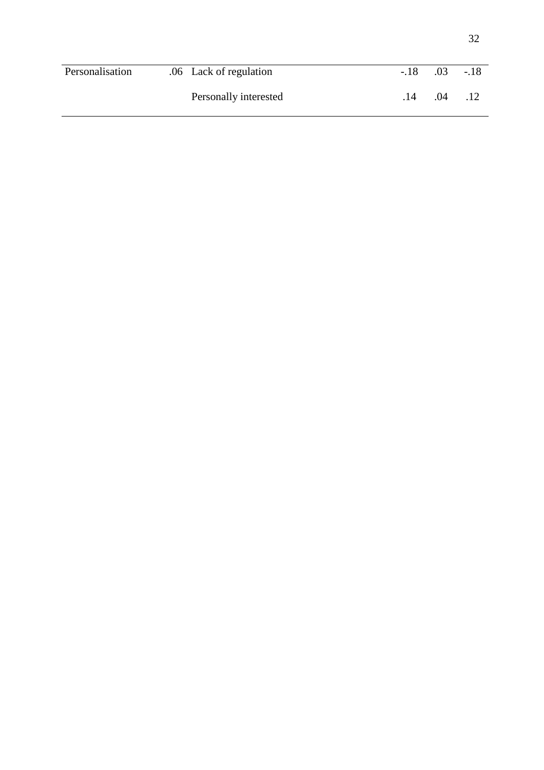| | | | | | |
|---|---|---|---|---|---|
| Personalisation | .06 | Lack of regulation | -.18 | .03 | -.18 |
| | | Personally interested | .14 | .04 | .12 |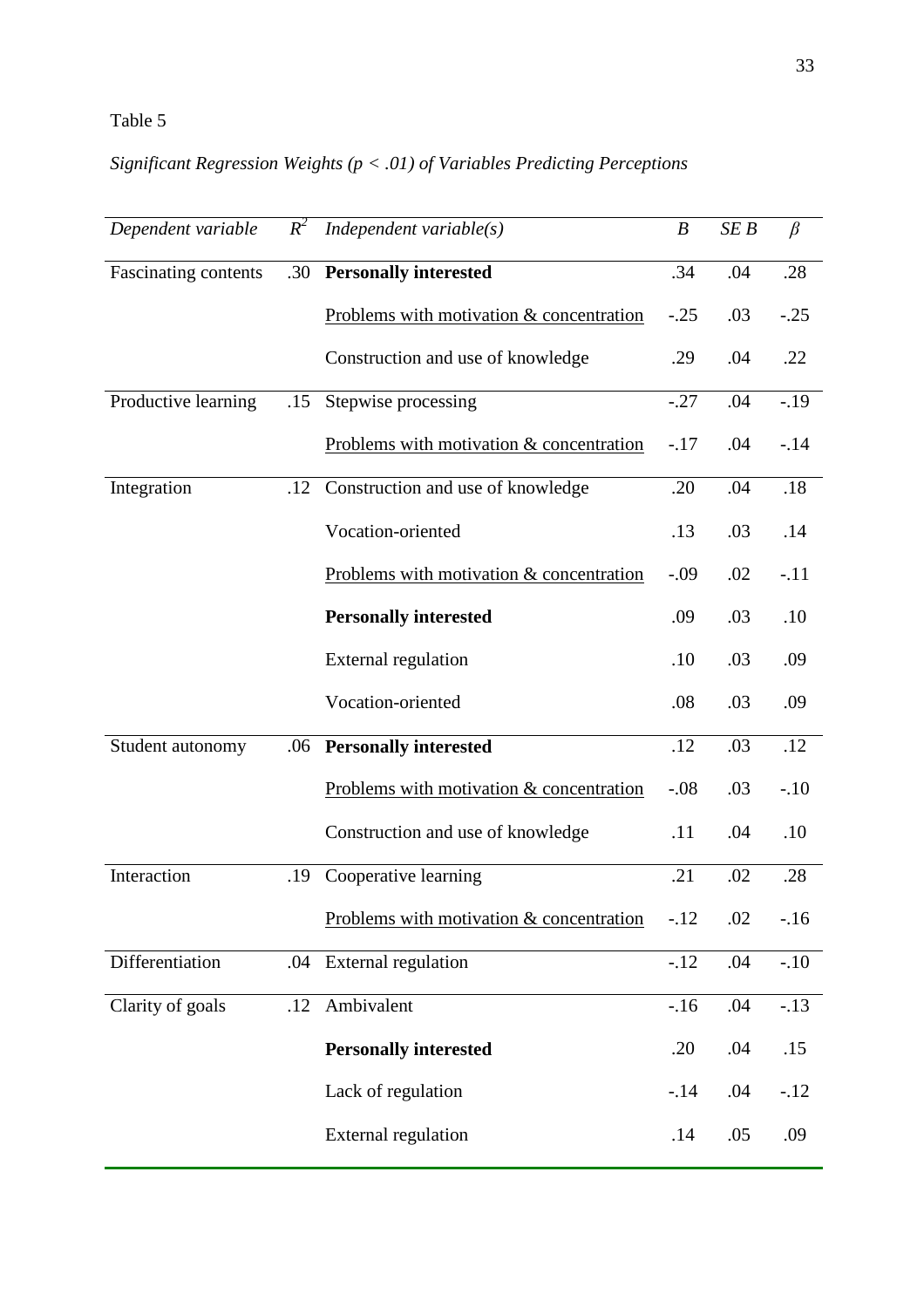Table 5

*Significant Regression Weights ($p < .01$) of Variables Predicting Perceptions*

| *Dependent variable* | $R^2$ | *Independent variable(s)* | $B$ | $SE\ B$ | $\beta$ |
|---|---|---|---|---|---|
| Fascinating contents | .30 | **Personally interested** | .34 | .04 | .28 |
| | | Problems with motivation & concentration | -.25 | .03 | -.25 |
| | | Construction and use of knowledge | .29 | .04 | .22 |
| Productive learning | .15 | Stepwise processing | -.27 | .04 | -.19 |
| | | Problems with motivation & concentration | -.17 | .04 | -.14 |
| Integration | .12 | Construction and use of knowledge | .20 | .04 | .18 |
| | | Vocation-oriented | .13 | .03 | .14 |
| | | Problems with motivation & concentration | -.09 | .02 | -.11 |
| | | **Personally interested** | .09 | .03 | .10 |
| | | External regulation | .10 | .03 | .09 |
| | | Vocation-oriented | .08 | .03 | .09 |
| Student autonomy | .06 | **Personally interested** | .12 | .03 | .12 |
| | | Problems with motivation & concentration | -.08 | .03 | -.10 |
| | | Construction and use of knowledge | .11 | .04 | .10 |
| Interaction | .19 | Cooperative learning | .21 | .02 | .28 |
| | | Problems with motivation & concentration | -.12 | .02 | -.16 |
| Differentiation | .04 | External regulation | -.12 | .04 | -.10 |
| Clarity of goals | .12 | Ambivalent | -.16 | .04 | -.13 |
| | | **Personally interested** | .20 | .04 | .15 |
| | | Lack of regulation | -.14 | .04 | -.12 |
| | | External regulation | .14 | .05 | .09 |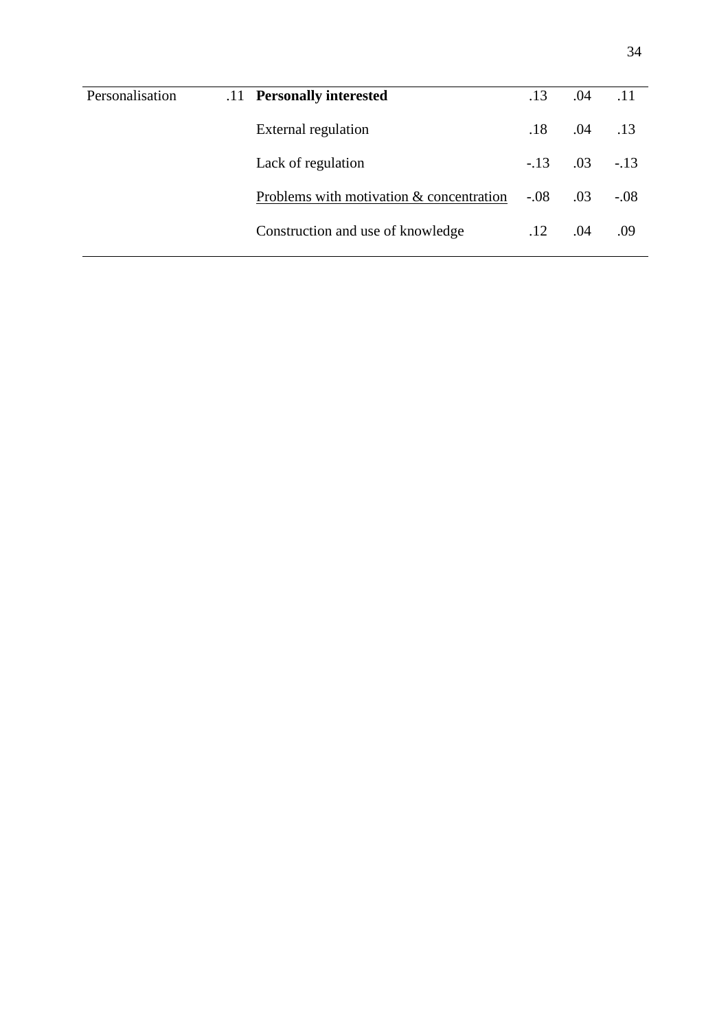| | | | | | |
|---|---|---|---|---|---|
| Personalisation | .11 | **Personally interested** | .13 | .04 | .11 |
| | | External regulation | .18 | .04 | .13 |
| | | Lack of regulation | -.13 | .03 | -.13 |
| | | <u>Problems with motivation & concentration</u> | -.08 | .03 | -.08 |
| | | Construction and use of knowledge | .12 | .04 | .09 |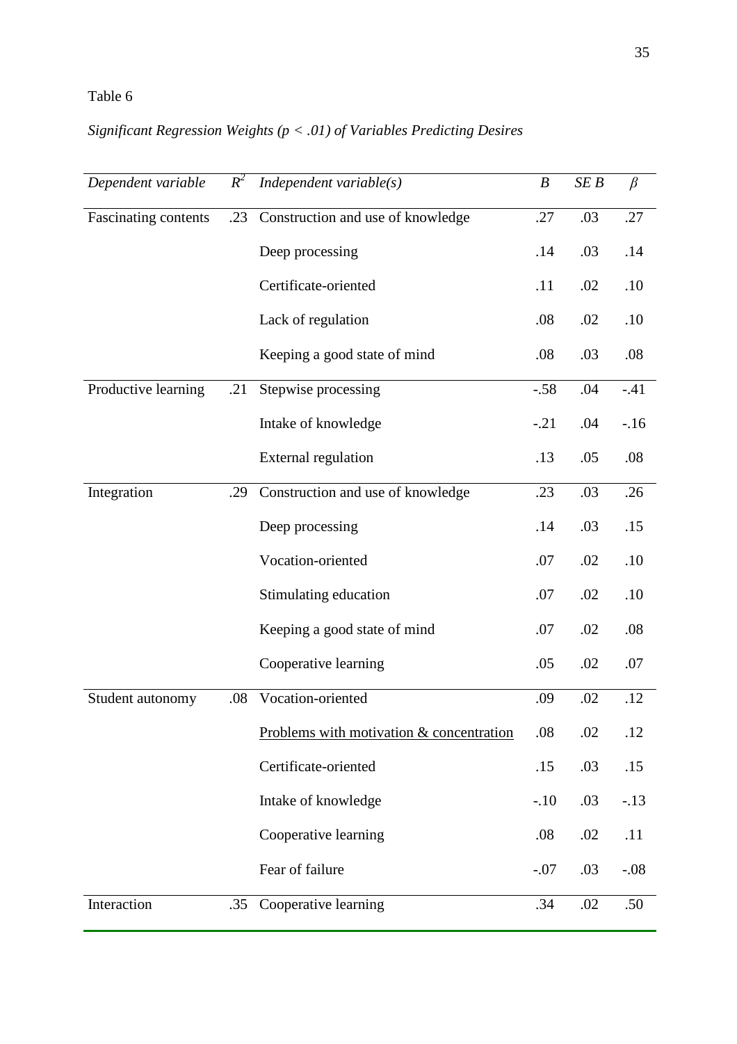Table 6

*Significant Regression Weights ($p < .01$) of Variables Predicting Desires*

| *Dependent variable* | $R^2$ | *Independent variable(s)* | *B* | *SE B* | $\beta$ |
|---|---|---|---|---|---|
| Fascinating contents | .23 | Construction and use of knowledge | .27 | .03 | .27 |
| | | Deep processing | .14 | .03 | .14 |
| | | Certificate-oriented | .11 | .02 | .10 |
| | | Lack of regulation | .08 | .02 | .10 |
| | | Keeping a good state of mind | .08 | .03 | .08 |
| Productive learning | .21 | Stepwise processing | -.58 | .04 | -.41 |
| | | Intake of knowledge | -.21 | .04 | -.16 |
| | | External regulation | .13 | .05 | .08 |
| Integration | .29 | Construction and use of knowledge | .23 | .03 | .26 |
| | | Deep processing | .14 | .03 | .15 |
| | | Vocation-oriented | .07 | .02 | .10 |
| | | Stimulating education | .07 | .02 | .10 |
| | | Keeping a good state of mind | .07 | .02 | .08 |
| | | Cooperative learning | .05 | .02 | .07 |
| Student autonomy | .08 | Vocation-oriented | .09 | .02 | .12 |
| | | Problems with motivation & concentration | .08 | .02 | .12 |
| | | Certificate-oriented | .15 | .03 | .15 |
| | | Intake of knowledge | -.10 | .03 | -.13 |
| | | Cooperative learning | .08 | .02 | .11 |
| | | Fear of failure | -.07 | .03 | -.08 |
| Interaction | .35 | Cooperative learning | .34 | .02 | .50 |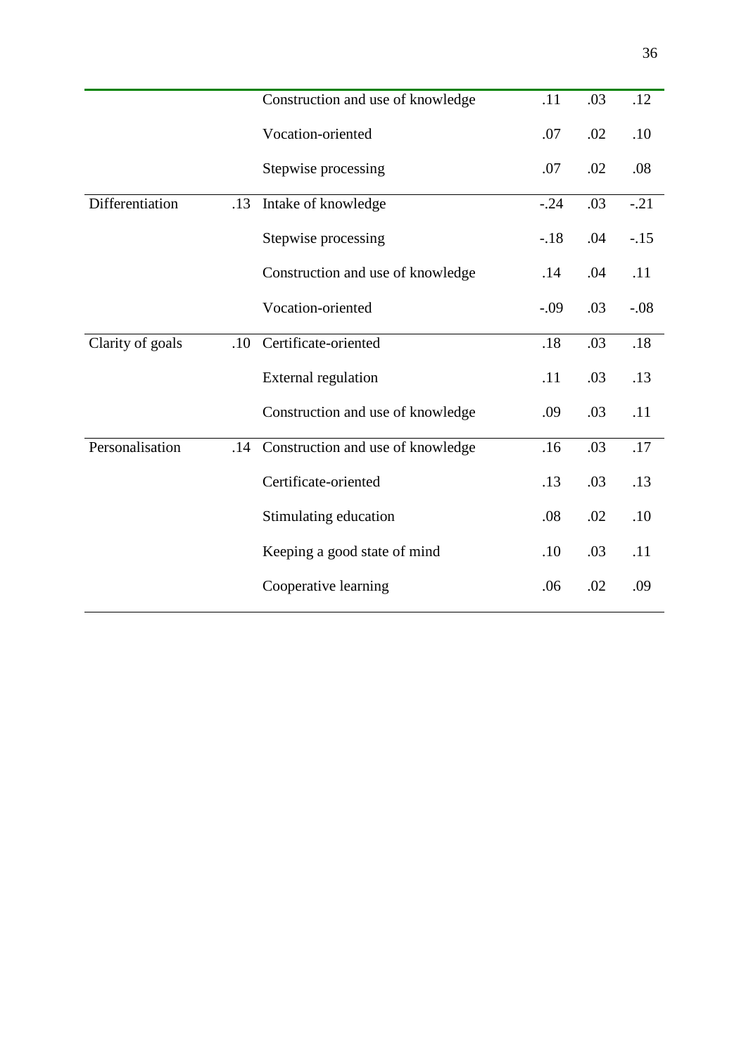| | | | | | |
|---|---|---|---|---|---|
| | | Construction and use of knowledge | .11 | .03 | .12 |
| | | Vocation-oriented | .07 | .02 | .10 |
| | | Stepwise processing | .07 | .02 | .08 |
| Differentiation | .13 | Intake of knowledge | -.24 | .03 | -.21 |
| | | Stepwise processing | -.18 | .04 | -.15 |
| | | Construction and use of knowledge | .14 | .04 | .11 |
| | | Vocation-oriented | -.09 | .03 | -.08 |
| Clarity of goals | .10 | Certificate-oriented | .18 | .03 | .18 |
| | | External regulation | .11 | .03 | .13 |
| | | Construction and use of knowledge | .09 | .03 | .11 |
| Personalisation | .14 | Construction and use of knowledge | .16 | .03 | .17 |
| | | Certificate-oriented | .13 | .03 | .13 |
| | | Stimulating education | .08 | .02 | .10 |
| | | Keeping a good state of mind | .10 | .03 | .11 |
| | | Cooperative learning | .06 | .02 | .09 |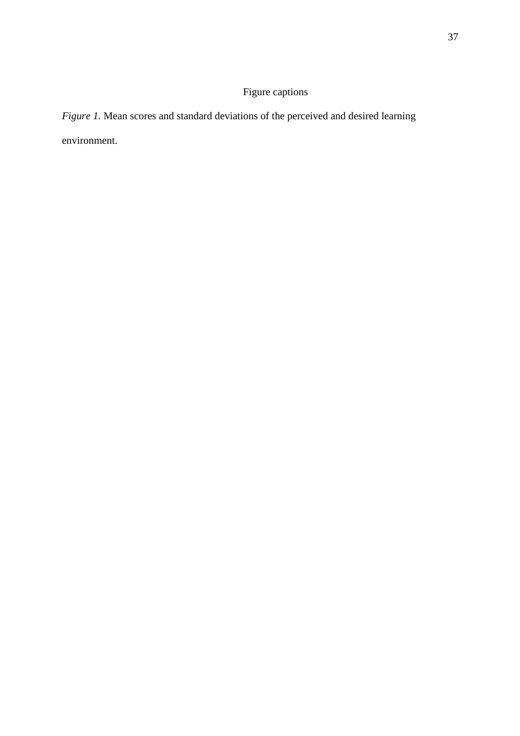# Figure captions

*Figure 1.* Mean scores and standard deviations of the perceived and desired learning environment.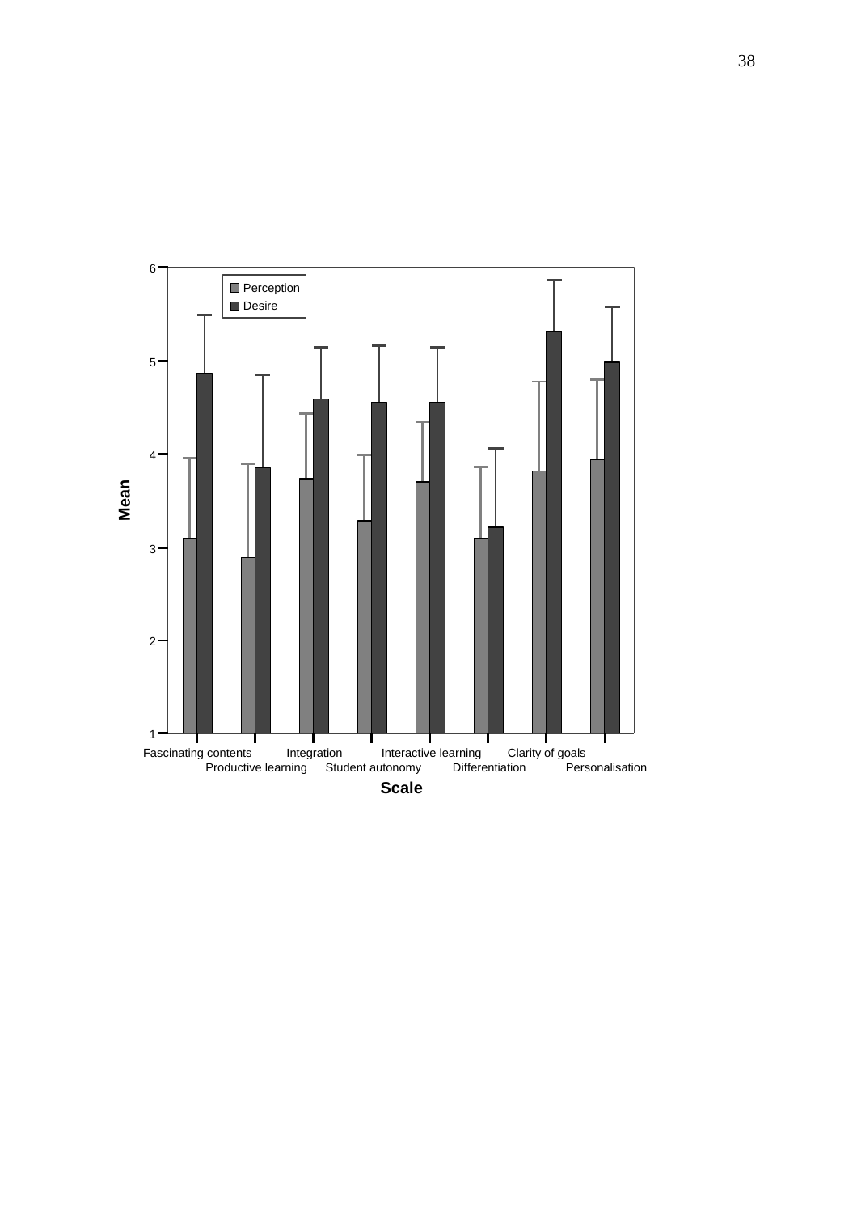Perception
Desire

6
5
4
3
2
1

Mean

Fascinating contents
Productive learning
Integration
Student autonomy
Interactive learning
Differentiation
Clarity of goals
Personalisation

Scale